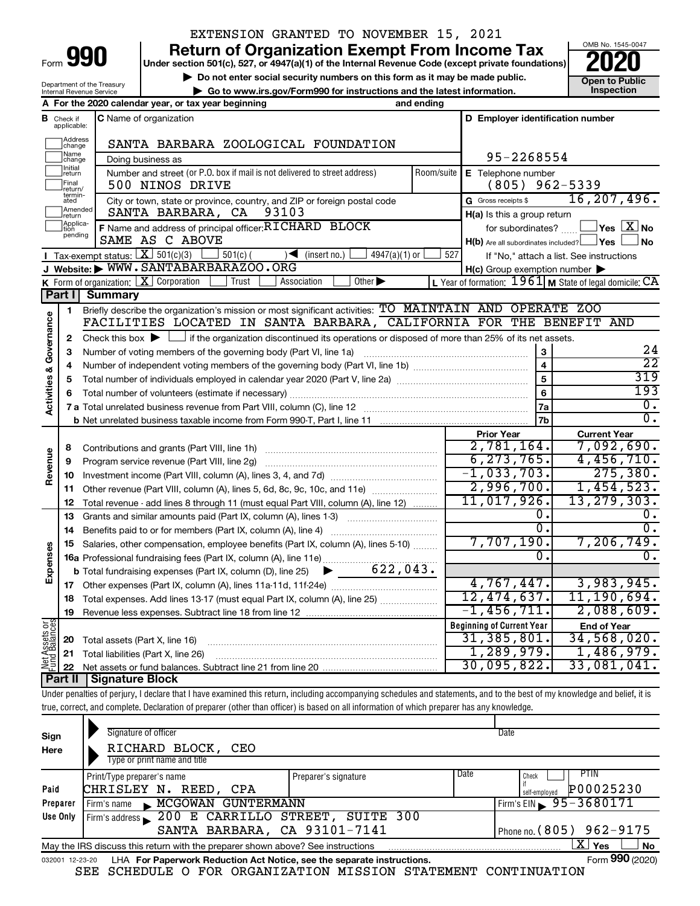EXTENSION GRANTED TO NOVEMBER 15, 2021

# Form 990 — Return of Organization Exempt From Income Tax (2020)

Under section 501(c), 527, or 4947(a)(1) of the Internal Revenue Code (except private foundations)

▶ Do not enter social security numbers on this form as it may be made public.

▶ Go to www.irs.gov/Form990 for instructions and the latest information.

Department of the Treasury, Internal Revenue Service

OMB No. 1545-0047 — **Open to Public Inspection**

**A** For the 2020 calendar year, or tax year beginning and ending

**B** Check if applicable: Address change, Name change, Initial return, Final return/terminated, Amended return, Application pending

**C** Name of organization: SANTA BARBARA ZOOLOGICAL FOUNDATION

Doing business as

Number and street (or P.O. box if mail is not delivered to street address): 500 NINOS DRIVE — Room/suite

City or town, state or province, country, and ZIP or foreign postal code: SANTA BARBARA, CA 93103

**D** Employer identification number: 95-2268554

**E** Telephone number: (805) 962-5339

**G** Gross receipts $ 16,207,496.

**F** Name and address of principal officer: RICHARD BLOCK, SAME AS C ABOVE

**H(a)** Is this a group return for subordinates? ☐ Yes ☒ No

**H(b)** Are all subordinates included? ☐ Yes ☐ No — If "No," attach a list. See instructions

**H(c)** Group exemption number ▶

**I** Tax-exempt status: ☒ 501(c)(3) ☐ 501(c) ( ) ◀ (insert no.) ☐ 4947(a)(1) or ☐ 527

**J** Website: ▶ WWW.SANTABARBARAZOO.ORG

**K** Form of organization: ☒ Corporation ☐ Trust ☐ Association ☐ Other ▶

**L** Year of formation: 1961 **M** State of legal domicile: CA

## Part I Summary

**Activities & Governance**

1. Briefly describe the organization's mission or most significant activities: TO MAINTAIN AND OPERATE ZOO FACILITIES LOCATED IN SANTA BARBARA, CALIFORNIA FOR THE BENEFIT AND
2. Check this box ▶ ☐ if the organization discontinued its operations or disposed of more than 25% of its net assets.

| Line | Description | | Value |
|---|---|---|---|
| 3 | Number of voting members of the governing body (Part VI, line 1a) | 3 | 24 |
| 4 | Number of independent voting members of the governing body (Part VI, line 1b) | 4 | 22 |
| 5 | Total number of individuals employed in calendar year 2020 (Part V, line 2a) | 5 | 319 |
| 6 | Total number of volunteers (estimate if necessary) | 6 | 193 |
| 7a | Total unrelated business revenue from Part VIII, column (C), line 12 | 7a | 0. |
| 7b | Net unrelated business taxable income from Form 990-T, Part I, line 11 | 7b | 0. |

| Line | Description | Prior Year | Current Year |
|---|---|---|---|
| **Revenue** | | | |
| 8 | Contributions and grants (Part VIII, line 1h) | 2,781,164. | 7,092,690. |
| 9 | Program service revenue (Part VIII, line 2g) | 6,273,765. | 4,456,710. |
| 10 | Investment income (Part VIII, column (A), lines 3, 4, and 7d) | -1,033,703. | 275,380. |
| 11 | Other revenue (Part VIII, column (A), lines 5, 6d, 8c, 9c, 10c, and 11e) | 2,996,700. | 1,454,523. |
| 12 | Total revenue - add lines 8 through 11 (must equal Part VIII, column (A), line 12) | 11,017,926. | 13,279,303. |
| **Expenses** | | | |
| 13 | Grants and similar amounts paid (Part IX, column (A), lines 1-3) | 0. | 0. |
| 14 | Benefits paid to or for members (Part IX, column (A), line 4) | 0. | 0. |
| 15 | Salaries, other compensation, employee benefits (Part IX, column (A), lines 5-10) | 7,707,190. | 7,206,749. |
| 16a | Professional fundraising fees (Part IX, column (A), line 11e) | 0. | 0. |
| b | Total fundraising expenses (Part IX, column (D), line 25) ▶ 622,043. | | |
| 17 | Other expenses (Part IX, column (A), lines 11a-11d, 11f-24e) | 4,767,447. | 3,983,945. |
| 18 | Total expenses. Add lines 13-17 (must equal Part IX, column (A), line 25) | 12,474,637. | 11,190,694. |
| 19 | Revenue less expenses. Subtract line 18 from line 12 | -1,456,711. | 2,088,609. |

| Line | Net Assets or Fund Balances | Beginning of Current Year | End of Year |
|---|---|---|---|
| 20 | Total assets (Part X, line 16) | 31,385,801. | 34,568,020. |
| 21 | Total liabilities (Part X, line 26) | 1,289,979. | 1,486,979. |
| 22 | Net assets or fund balances. Subtract line 21 from line 20 | 30,095,822. | 33,081,041. |

## Part II Signature Block

Under penalties of perjury, I declare that I have examined this return, including accompanying schedules and statements, and to the best of my knowledge and belief, it is true, correct, and complete. Declaration of preparer (other than officer) is based on all information of which preparer has any knowledge.

**Sign Here**

Signature of officer — Date

RICHARD BLOCK, CEO

Type or print name and title

**Paid Preparer Use Only**

| Print/Type preparer's name | Preparer's signature | Date | Check if self-employed | PTIN |
|---|---|---|---|---|
| CHRISLEY N. REED, CPA | | | ☐ | P00025230 |

Firm's name ▶ MCGOWAN GUNTERMANN — Firm's EIN ▶ 95-3680171

Firm's address ▶ 200 E CARRILLO STREET, SUITE 300, SANTA BARBARA, CA 93101-7141 — Phone no. (805) 962-9175

May the IRS discuss this return with the preparer shown above? See instructions ☒ Yes ☐ No

032001 12-23-20 LHA For Paperwork Reduction Act Notice, see the separate instructions. Form **990** (2020)

SEE SCHEDULE O FOR ORGANIZATION MISSION STATEMENT CONTINUATION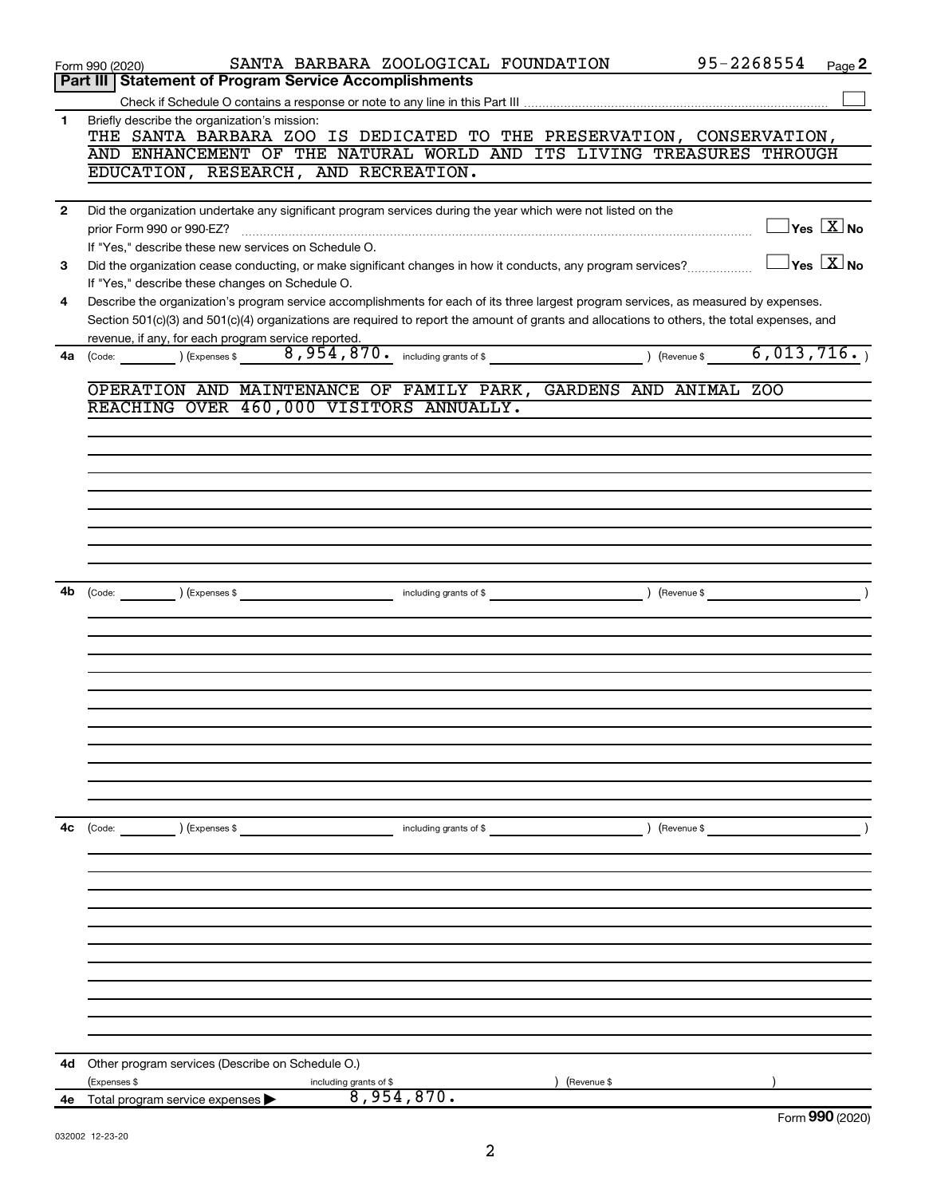Form 990 (2020) SANTA BARBARA ZOOLOGICAL FOUNDATION 95-2268554 Page **2**

## Part III Statement of Program Service Accomplishments

Check if Schedule O contains a response or note to any line in this Part III ☐

**1** Briefly describe the organization's mission:

THE SANTA BARBARA ZOO IS DEDICATED TO THE PRESERVATION, CONSERVATION, AND ENHANCEMENT OF THE NATURAL WORLD AND ITS LIVING TREASURES THROUGH EDUCATION, RESEARCH, AND RECREATION.

**2** Did the organization undertake any significant program services during the year which were not listed on the prior Form 990 or 990-EZ? ☐ Yes ☒ No

If "Yes," describe these new services on Schedule O.

**3** Did the organization cease conducting, or make significant changes in how it conducts, any program services? ☐ Yes ☒ No

If "Yes," describe these changes on Schedule O.

**4** Describe the organization's program service accomplishments for each of its three largest program services, as measured by expenses. Section 501(c)(3) and 501(c)(4) organizations are required to report the amount of grants and allocations to others, the total expenses, and revenue, if any, for each program service reported.

**4a** (Code: ) (Expenses $ 8,954,870. including grants of $ ) (Revenue $ 6,013,716. )

OPERATION AND MAINTENANCE OF FAMILY PARK, GARDENS AND ANIMAL ZOO REACHING OVER 460,000 VISITORS ANNUALLY.

**4b** (Code: ) (Expenses $ including grants of $ ) (Revenue $ )

**4c** (Code: ) (Expenses $ including grants of $ ) (Revenue $ )

**4d** Other program services (Describe on Schedule O.)

(Expenses $ including grants of $ ) (Revenue $ )

**4e** Total program service expenses ▶ 8,954,870.

Form **990** (2020)

032002 12-23-20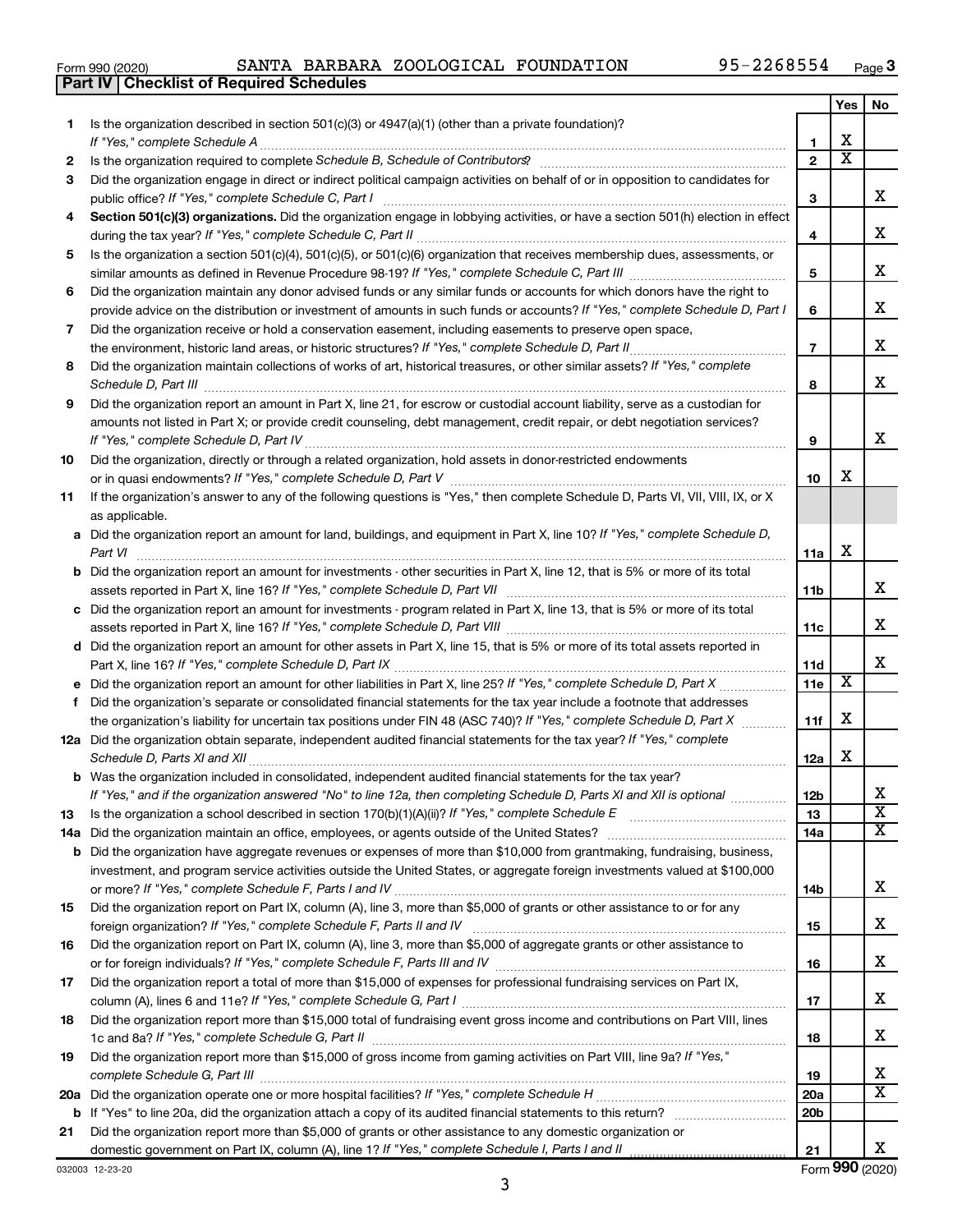Form 990 (2020) SANTA BARBARA ZOOLOGICAL FOUNDATION 95-2268554 Page 3

**Part IV | Checklist of Required Schedules**

| | | | Yes | No |
|---|---|---|---|---|
| 1 | Is the organization described in section 501(c)(3) or 4947(a)(1) (other than a private foundation)? *If "Yes," complete Schedule A* | 1 | X | |
| 2 | Is the organization required to complete *Schedule B, Schedule of Contributors*? | 2 | X | |
| 3 | Did the organization engage in direct or indirect political campaign activities on behalf of or in opposition to candidates for public office? *If "Yes," complete Schedule C, Part I* | 3 | | X |
| 4 | **Section 501(c)(3) organizations.** Did the organization engage in lobbying activities, or have a section 501(h) election in effect during the tax year? *If "Yes," complete Schedule C, Part II* | 4 | | X |
| 5 | Is the organization a section 501(c)(4), 501(c)(5), or 501(c)(6) organization that receives membership dues, assessments, or similar amounts as defined in Revenue Procedure 98-19? *If "Yes," complete Schedule C, Part III* | 5 | | X |
| 6 | Did the organization maintain any donor advised funds or any similar funds or accounts for which donors have the right to provide advice on the distribution or investment of amounts in such funds or accounts? *If "Yes," complete Schedule D, Part I* | 6 | | X |
| 7 | Did the organization receive or hold a conservation easement, including easements to preserve open space, the environment, historic land areas, or historic structures? *If "Yes," complete Schedule D, Part II* | 7 | | X |
| 8 | Did the organization maintain collections of works of art, historical treasures, or other similar assets? *If "Yes," complete Schedule D, Part III* | 8 | | X |
| 9 | Did the organization report an amount in Part X, line 21, for escrow or custodial account liability, serve as a custodian for amounts not listed in Part X; or provide credit counseling, debt management, credit repair, or debt negotiation services? *If "Yes," complete Schedule D, Part IV* | 9 | | X |
| 10 | Did the organization, directly or through a related organization, hold assets in donor-restricted endowments or in quasi endowments? *If "Yes," complete Schedule D, Part V* | 10 | X | |
| 11 | If the organization's answer to any of the following questions is "Yes," then complete Schedule D, Parts VI, VII, VIII, IX, or X as applicable. | | | |
| a | Did the organization report an amount for land, buildings, and equipment in Part X, line 10? *If "Yes," complete Schedule D, Part VI* | 11a | X | |
| b | Did the organization report an amount for investments - other securities in Part X, line 12, that is 5% or more of its total assets reported in Part X, line 16? *If "Yes," complete Schedule D, Part VII* | 11b | | X |
| c | Did the organization report an amount for investments - program related in Part X, line 13, that is 5% or more of its total assets reported in Part X, line 16? *If "Yes," complete Schedule D, Part VIII* | 11c | | X |
| d | Did the organization report an amount for other assets in Part X, line 15, that is 5% or more of its total assets reported in Part X, line 16? *If "Yes," complete Schedule D, Part IX* | 11d | | X |
| e | Did the organization report an amount for other liabilities in Part X, line 25? *If "Yes," complete Schedule D, Part X* | 11e | X | |
| f | Did the organization's separate or consolidated financial statements for the tax year include a footnote that addresses the organization's liability for uncertain tax positions under FIN 48 (ASC 740)? *If "Yes," complete Schedule D, Part X* | 11f | X | |
| 12a | Did the organization obtain separate, independent audited financial statements for the tax year? *If "Yes," complete Schedule D, Parts XI and XII* | 12a | X | |
| b | Was the organization included in consolidated, independent audited financial statements for the tax year? *If "Yes," and if the organization answered "No" to line 12a, then completing Schedule D, Parts XI and XII is optional* | 12b | | X |
| 13 | Is the organization a school described in section 170(b)(1)(A)(ii)? *If "Yes," complete Schedule E* | 13 | | X |
| 14a | Did the organization maintain an office, employees, or agents outside of the United States? | 14a | | X |
| b | Did the organization have aggregate revenues or expenses of more than $10,000 from grantmaking, fundraising, business, investment, and program service activities outside the United States, or aggregate foreign investments valued at $100,000 or more? *If "Yes," complete Schedule F, Parts I and IV* | 14b | | X |
| 15 | Did the organization report on Part IX, column (A), line 3, more than $5,000 of grants or other assistance to or for any foreign organization? *If "Yes," complete Schedule F, Parts II and IV* | 15 | | X |
| 16 | Did the organization report on Part IX, column (A), line 3, more than $5,000 of aggregate grants or other assistance to or for foreign individuals? *If "Yes," complete Schedule F, Parts III and IV* | 16 | | X |
| 17 | Did the organization report a total of more than $15,000 of expenses for professional fundraising services on Part IX, column (A), lines 6 and 11e? *If "Yes," complete Schedule G, Part I* | 17 | | X |
| 18 | Did the organization report more than $15,000 total of fundraising event gross income and contributions on Part VIII, lines 1c and 8a? *If "Yes," complete Schedule G, Part II* | 18 | | X |
| 19 | Did the organization report more than $15,000 of gross income from gaming activities on Part VIII, line 9a? *If "Yes," complete Schedule G, Part III* | 19 | | X |
| 20a | Did the organization operate one or more hospital facilities? *If "Yes," complete Schedule H* | 20a | | X |
| b | If "Yes" to line 20a, did the organization attach a copy of its audited financial statements to this return? | 20b | | |
| 21 | Did the organization report more than $5,000 of grants or other assistance to any domestic organization or domestic government on Part IX, column (A), line 1? *If "Yes," complete Schedule I, Parts I and II* | 21 | | X |

032003 12-23-20 Form **990** (2020)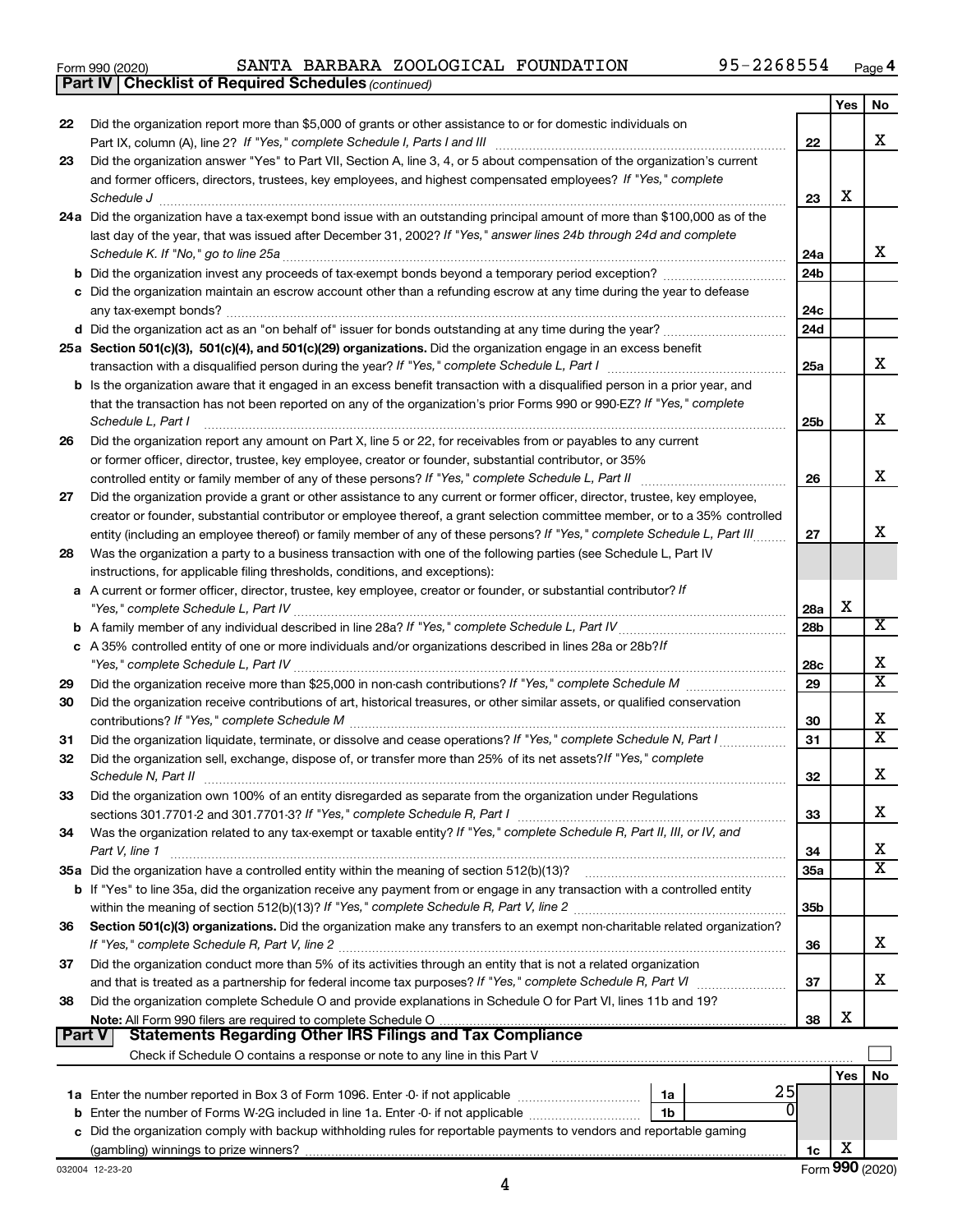Form 990 (2020) SANTA BARBARA ZOOLOGICAL FOUNDATION 95-2268554 Page 4

**Part IV | Checklist of Required Schedules** *(continued)*

| | | | Yes | No |
|---|---|---|---|---|
| 22 | Did the organization report more than $5,000 of grants or other assistance to or for domestic individuals on Part IX, column (A), line 2? *If "Yes," complete Schedule I, Parts I and III* | 22 | | X |
| 23 | Did the organization answer "Yes" to Part VII, Section A, line 3, 4, or 5 about compensation of the organization's current and former officers, directors, trustees, key employees, and highest compensated employees? *If "Yes," complete Schedule J* | 23 | X | |
| 24a | Did the organization have a tax-exempt bond issue with an outstanding principal amount of more than $100,000 as of the last day of the year, that was issued after December 31, 2002? *If "Yes," answer lines 24b through 24d and complete Schedule K. If "No," go to line 25a* | 24a | | X |
| b | Did the organization invest any proceeds of tax-exempt bonds beyond a temporary period exception? | 24b | | |
| c | Did the organization maintain an escrow account other than a refunding escrow at any time during the year to defease any tax-exempt bonds? | 24c | | |
| d | Did the organization act as an "on behalf of" issuer for bonds outstanding at any time during the year? | 24d | | |
| 25a | **Section 501(c)(3), 501(c)(4), and 501(c)(29) organizations.** Did the organization engage in an excess benefit transaction with a disqualified person during the year? *If "Yes," complete Schedule L, Part I* | 25a | | X |
| b | Is the organization aware that it engaged in an excess benefit transaction with a disqualified person in a prior year, and that the transaction has not been reported on any of the organization's prior Forms 990 or 990-EZ? *If "Yes," complete Schedule L, Part I* | 25b | | X |
| 26 | Did the organization report any amount on Part X, line 5 or 22, for receivables from or payables to any current or former officer, director, trustee, key employee, creator or founder, substantial contributor, or 35% controlled entity or family member of any of these persons? *If "Yes," complete Schedule L, Part II* | 26 | | X |
| 27 | Did the organization provide a grant or other assistance to any current or former officer, director, trustee, key employee, creator or founder, substantial contributor or employee thereof, a grant selection committee member, or to a 35% controlled entity (including an employee thereof) or family member of any of these persons? *If "Yes," complete Schedule L, Part III* | 27 | | X |
| 28 | Was the organization a party to a business transaction with one of the following parties (see Schedule L, Part IV instructions, for applicable filing thresholds, conditions, and exceptions): | | | |
| a | A current or former officer, director, trustee, key employee, creator or founder, or substantial contributor? *If "Yes," complete Schedule L, Part IV* | 28a | X | |
| b | A family member of any individual described in line 28a? *If "Yes," complete Schedule L, Part IV* | 28b | | X |
| c | A 35% controlled entity of one or more individuals and/or organizations described in lines 28a or 28b? *If "Yes," complete Schedule L, Part IV* | 28c | | X |
| 29 | Did the organization receive more than $25,000 in non-cash contributions? *If "Yes," complete Schedule M* | 29 | | X |
| 30 | Did the organization receive contributions of art, historical treasures, or other similar assets, or qualified conservation contributions? *If "Yes," complete Schedule M* | 30 | | X |
| 31 | Did the organization liquidate, terminate, or dissolve and cease operations? *If "Yes," complete Schedule N, Part I* | 31 | | X |
| 32 | Did the organization sell, exchange, dispose of, or transfer more than 25% of its net assets? *If "Yes," complete Schedule N, Part II* | 32 | | X |
| 33 | Did the organization own 100% of an entity disregarded as separate from the organization under Regulations sections 301.7701-2 and 301.7701-3? *If "Yes," complete Schedule R, Part I* | 33 | | X |
| 34 | Was the organization related to any tax-exempt or taxable entity? *If "Yes," complete Schedule R, Part II, III, or IV, and Part V, line 1* | 34 | | X |
| 35a | Did the organization have a controlled entity within the meaning of section 512(b)(13)? | 35a | | X |
| b | If "Yes" to line 35a, did the organization receive any payment from or engage in any transaction with a controlled entity within the meaning of section 512(b)(13)? *If "Yes," complete Schedule R, Part V, line 2* | 35b | | |
| 36 | **Section 501(c)(3) organizations.** Did the organization make any transfers to an exempt non-charitable related organization? *If "Yes," complete Schedule R, Part V, line 2* | 36 | | X |
| 37 | Did the organization conduct more than 5% of its activities through an entity that is not a related organization and that is treated as a partnership for federal income tax purposes? *If "Yes," complete Schedule R, Part VI* | 37 | | X |
| 38 | Did the organization complete Schedule O and provide explanations in Schedule O for Part VI, lines 11b and 19? **Note:** All Form 990 filers are required to complete Schedule O | 38 | X | |

**Part V | Statements Regarding Other IRS Filings and Tax Compliance**

Check if Schedule O contains a response or note to any line in this Part V

| | | | | | Yes | No |
|---|---|---|---|---|---|---|
| 1a | Enter the number reported in Box 3 of Form 1096. Enter -0- if not applicable | 1a | 25 | | | |
| b | Enter the number of Forms W-2G included in line 1a. Enter -0- if not applicable | 1b | 0 | | | |
| c | Did the organization comply with backup withholding rules for reportable payments to vendors and reportable gaming (gambling) winnings to prize winners? | | | 1c | X | |

032004 12-23-20 Form **990** (2020)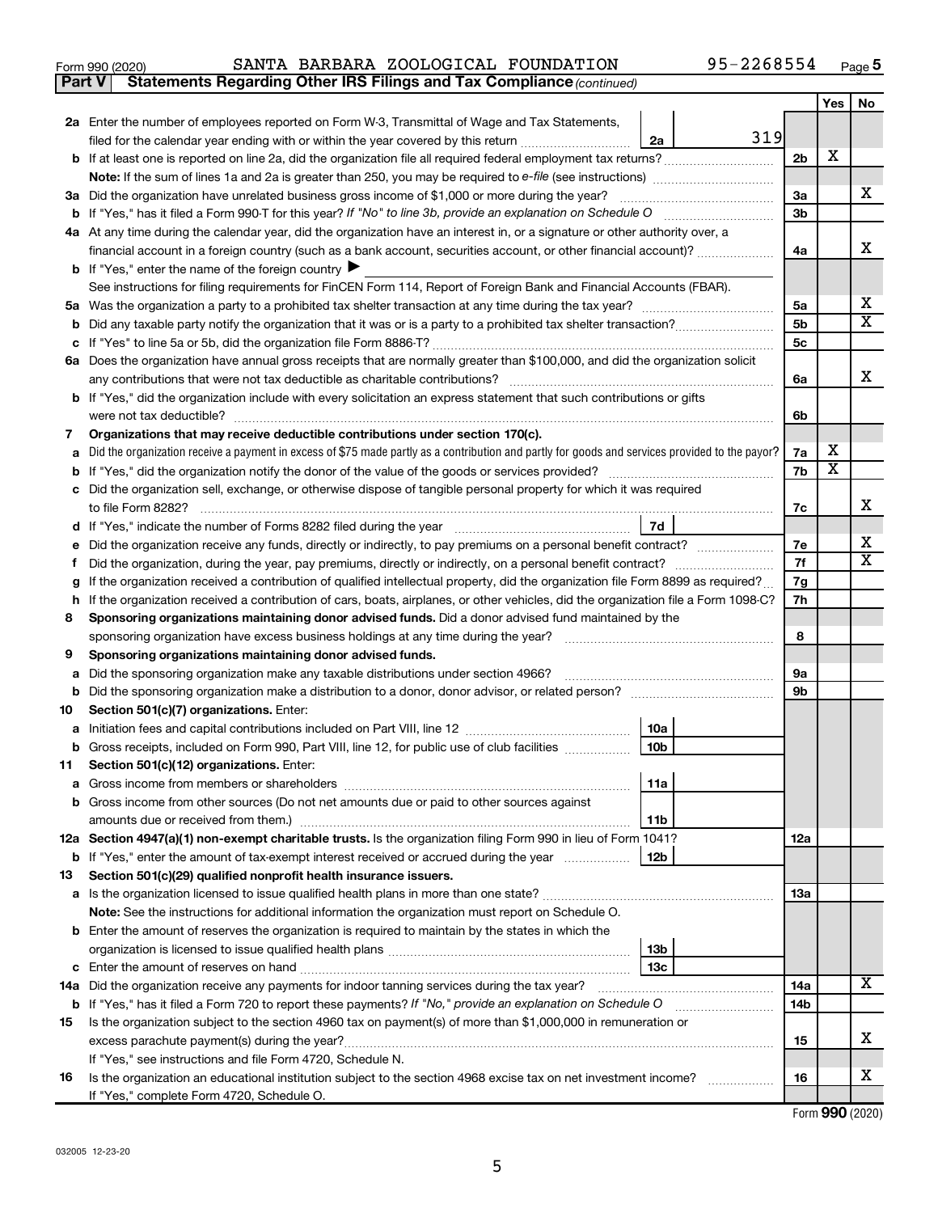Form 990 (2020) SANTA BARBARA ZOOLOGICAL FOUNDATION 95-2268554 Page 5

**Part V Statements Regarding Other IRS Filings and Tax Compliance** *(continued)*

| | | | | | Yes | No |
|---|---|---|---|---|---|---|
| **2a** | Enter the number of employees reported on Form W-3, Transmittal of Wage and Tax Statements, filed for the calendar year ending with or within the year covered by this return | 2a | 319 | | | |
| **b** | If at least one is reported on line 2a, did the organization file all required federal employment tax returns? | | | 2b | X | |
| | **Note:** If the sum of lines 1a and 2a is greater than 250, you may be required to *e-file* (see instructions) | | | | | |
| **3a** | Did the organization have unrelated business gross income of $1,000 or more during the year? | | | 3a | | X |
| **b** | If "Yes," has it filed a Form 990-T for this year? *If "No" to line 3b, provide an explanation on Schedule O* | | | 3b | | |
| **4a** | At any time during the calendar year, did the organization have an interest in, or a signature or other authority over, a financial account in a foreign country (such as a bank account, securities account, or other financial account)? | | | 4a | | X |
| **b** | If "Yes," enter the name of the foreign country ▶ | | | | | |
| | See instructions for filing requirements for FinCEN Form 114, Report of Foreign Bank and Financial Accounts (FBAR). | | | | | |
| **5a** | Was the organization a party to a prohibited tax shelter transaction at any time during the tax year? | | | 5a | | X |
| **b** | Did any taxable party notify the organization that it was or is a party to a prohibited tax shelter transaction? | | | 5b | | X |
| **c** | If "Yes" to line 5a or 5b, did the organization file Form 8886-T? | | | 5c | | |
| **6a** | Does the organization have annual gross receipts that are normally greater than $100,000, and did the organization solicit any contributions that were not tax deductible as charitable contributions? | | | 6a | | X |
| **b** | If "Yes," did the organization include with every solicitation an express statement that such contributions or gifts were not tax deductible? | | | 6b | | |
| **7** | **Organizations that may receive deductible contributions under section 170(c).** | | | | | |
| **a** | Did the organization receive a payment in excess of $75 made partly as a contribution and partly for goods and services provided to the payor? | | | 7a | X | |
| **b** | If "Yes," did the organization notify the donor of the value of the goods or services provided? | | | 7b | X | |
| **c** | Did the organization sell, exchange, or otherwise dispose of tangible personal property for which it was required to file Form 8282? | | | 7c | | X |
| **d** | If "Yes," indicate the number of Forms 8282 filed during the year | 7d | | | | |
| **e** | Did the organization receive any funds, directly or indirectly, to pay premiums on a personal benefit contract? | | | 7e | | X |
| **f** | Did the organization, during the year, pay premiums, directly or indirectly, on a personal benefit contract? | | | 7f | | X |
| **g** | If the organization received a contribution of qualified intellectual property, did the organization file Form 8899 as required? | | | 7g | | |
| **h** | If the organization received a contribution of cars, boats, airplanes, or other vehicles, did the organization file a Form 1098-C? | | | 7h | | |
| **8** | **Sponsoring organizations maintaining donor advised funds.** Did a donor advised fund maintained by the sponsoring organization have excess business holdings at any time during the year? | | | 8 | | |
| **9** | **Sponsoring organizations maintaining donor advised funds.** | | | | | |
| **a** | Did the sponsoring organization make any taxable distributions under section 4966? | | | 9a | | |
| **b** | Did the sponsoring organization make a distribution to a donor, donor advisor, or related person? | | | 9b | | |
| **10** | **Section 501(c)(7) organizations.** Enter: | | | | | |
| **a** | Initiation fees and capital contributions included on Part VIII, line 12 | 10a | | | | |
| **b** | Gross receipts, included on Form 990, Part VIII, line 12, for public use of club facilities | 10b | | | | |
| **11** | **Section 501(c)(12) organizations.** Enter: | | | | | |
| **a** | Gross income from members or shareholders | 11a | | | | |
| **b** | Gross income from other sources (Do not net amounts due or paid to other sources against amounts due or received from them.) | 11b | | | | |
| **12a** | **Section 4947(a)(1) non-exempt charitable trusts.** Is the organization filing Form 990 in lieu of Form 1041? | | | 12a | | |
| **b** | If "Yes," enter the amount of tax-exempt interest received or accrued during the year | 12b | | | | |
| **13** | **Section 501(c)(29) qualified nonprofit health insurance issuers.** | | | | | |
| **a** | Is the organization licensed to issue qualified health plans in more than one state? | | | 13a | | |
| | **Note:** See the instructions for additional information the organization must report on Schedule O. | | | | | |
| **b** | Enter the amount of reserves the organization is required to maintain by the states in which the organization is licensed to issue qualified health plans | 13b | | | | |
| **c** | Enter the amount of reserves on hand | 13c | | | | |
| **14a** | Did the organization receive any payments for indoor tanning services during the tax year? | | | 14a | | X |
| **b** | If "Yes," has it filed a Form 720 to report these payments? *If "No," provide an explanation on Schedule O* | | | 14b | | |
| **15** | Is the organization subject to the section 4960 tax on payment(s) of more than $1,000,000 in remuneration or excess parachute payment(s) during the year? | | | 15 | | X |
| | If "Yes," see instructions and file Form 4720, Schedule N. | | | | | |
| **16** | Is the organization an educational institution subject to the section 4968 excise tax on net investment income? | | | 16 | | X |
| | If "Yes," complete Form 4720, Schedule O. | | | | | |

Form **990** (2020)

032005 12-23-20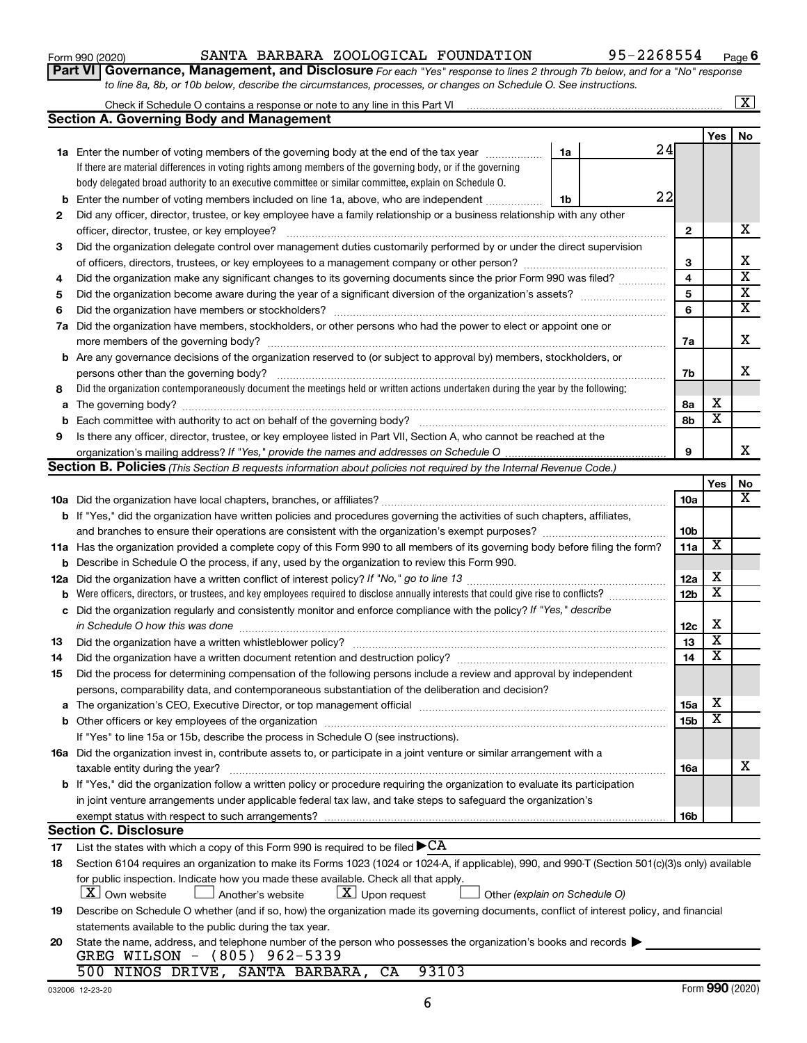Form 990 (2020) SANTA BARBARA ZOOLOGICAL FOUNDATION 95-2268554 Page 6

**Part VI Governance, Management, and Disclosure** *For each "Yes" response to lines 2 through 7b below, and for a "No" response to line 8a, 8b, or 10b below, describe the circumstances, processes, or changes on Schedule O. See instructions.*

Check if Schedule O contains a response or note to any line in this Part VI ☒

## Section A. Governing Body and Management

| | | | Yes | No |
|---|---|---|---|---|
| **1a** | Enter the number of voting members of the governing body at the end of the tax year — **1a** 24. If there are material differences in voting rights among members of the governing body, or if the governing body delegated broad authority to an executive committee or similar committee, explain on Schedule O. | | | |
| **b** | Enter the number of voting members included on line 1a, above, who are independent — **1b** 22 | | | |
| **2** | Did any officer, director, trustee, or key employee have a family relationship or a business relationship with any other officer, director, trustee, or key employee? | 2 | | X |
| **3** | Did the organization delegate control over management duties customarily performed by or under the direct supervision of officers, directors, trustees, or key employees to a management company or other person? | 3 | | X |
| **4** | Did the organization make any significant changes to its governing documents since the prior Form 990 was filed? | 4 | | X |
| **5** | Did the organization become aware during the year of a significant diversion of the organization's assets? | 5 | | X |
| **6** | Did the organization have members or stockholders? | 6 | | X |
| **7a** | Did the organization have members, stockholders, or other persons who had the power to elect or appoint one or more members of the governing body? | 7a | | X |
| **b** | Are any governance decisions of the organization reserved to (or subject to approval by) members, stockholders, or persons other than the governing body? | 7b | | X |
| **8** | Did the organization contemporaneously document the meetings held or written actions undertaken during the year by the following: | | | |
| **a** | The governing body? | 8a | X | |
| **b** | Each committee with authority to act on behalf of the governing body? | 8b | X | |
| **9** | Is there any officer, director, trustee, or key employee listed in Part VII, Section A, who cannot be reached at the organization's mailing address? *If "Yes," provide the names and addresses on Schedule O* | 9 | | X |

## Section B. Policies *(This Section B requests information about policies not required by the Internal Revenue Code.)*

| | | | Yes | No |
|---|---|---|---|---|
| **10a** | Did the organization have local chapters, branches, or affiliates? | 10a | | X |
| **b** | If "Yes," did the organization have written policies and procedures governing the activities of such chapters, affiliates, and branches to ensure their operations are consistent with the organization's exempt purposes? | 10b | | |
| **11a** | Has the organization provided a complete copy of this Form 990 to all members of its governing body before filing the form? | 11a | X | |
| **b** | Describe in Schedule O the process, if any, used by the organization to review this Form 990. | | | |
| **12a** | Did the organization have a written conflict of interest policy? *If "No," go to line 13* | 12a | X | |
| **b** | Were officers, directors, or trustees, and key employees required to disclose annually interests that could give rise to conflicts? | 12b | X | |
| **c** | Did the organization regularly and consistently monitor and enforce compliance with the policy? *If "Yes," describe in Schedule O how this was done* | 12c | X | |
| **13** | Did the organization have a written whistleblower policy? | 13 | X | |
| **14** | Did the organization have a written document retention and destruction policy? | 14 | X | |
| **15** | Did the process for determining compensation of the following persons include a review and approval by independent persons, comparability data, and contemporaneous substantiation of the deliberation and decision? | | | |
| **a** | The organization's CEO, Executive Director, or top management official | 15a | X | |
| **b** | Other officers or key employees of the organization | 15b | X | |
| | If "Yes" to line 15a or 15b, describe the process in Schedule O (see instructions). | | | |
| **16a** | Did the organization invest in, contribute assets to, or participate in a joint venture or similar arrangement with a taxable entity during the year? | 16a | | X |
| **b** | If "Yes," did the organization follow a written policy or procedure requiring the organization to evaluate its participation in joint venture arrangements under applicable federal tax law, and take steps to safeguard the organization's exempt status with respect to such arrangements? | 16b | | |

## Section C. Disclosure

**17** List the states with which a copy of this Form 990 is required to be filed ▶ CA

**18** Section 6104 requires an organization to make its Forms 1023 (1024 or 1024-A, if applicable), 990, and 990-T (Section 501(c)(3)s only) available for public inspection. Indicate how you made these available. Check all that apply.

☒ Own website ☐ Another's website ☒ Upon request ☐ Other *(explain on Schedule O)*

**19** Describe on Schedule O whether (and if so, how) the organization made its governing documents, conflict of interest policy, and financial statements available to the public during the tax year.

**20** State the name, address, and telephone number of the person who possesses the organization's books and records ▶

GREG WILSON - (805) 962-5339
500 NINOS DRIVE, SANTA BARBARA, CA 93103

032006 12-23-20 Form **990** (2020)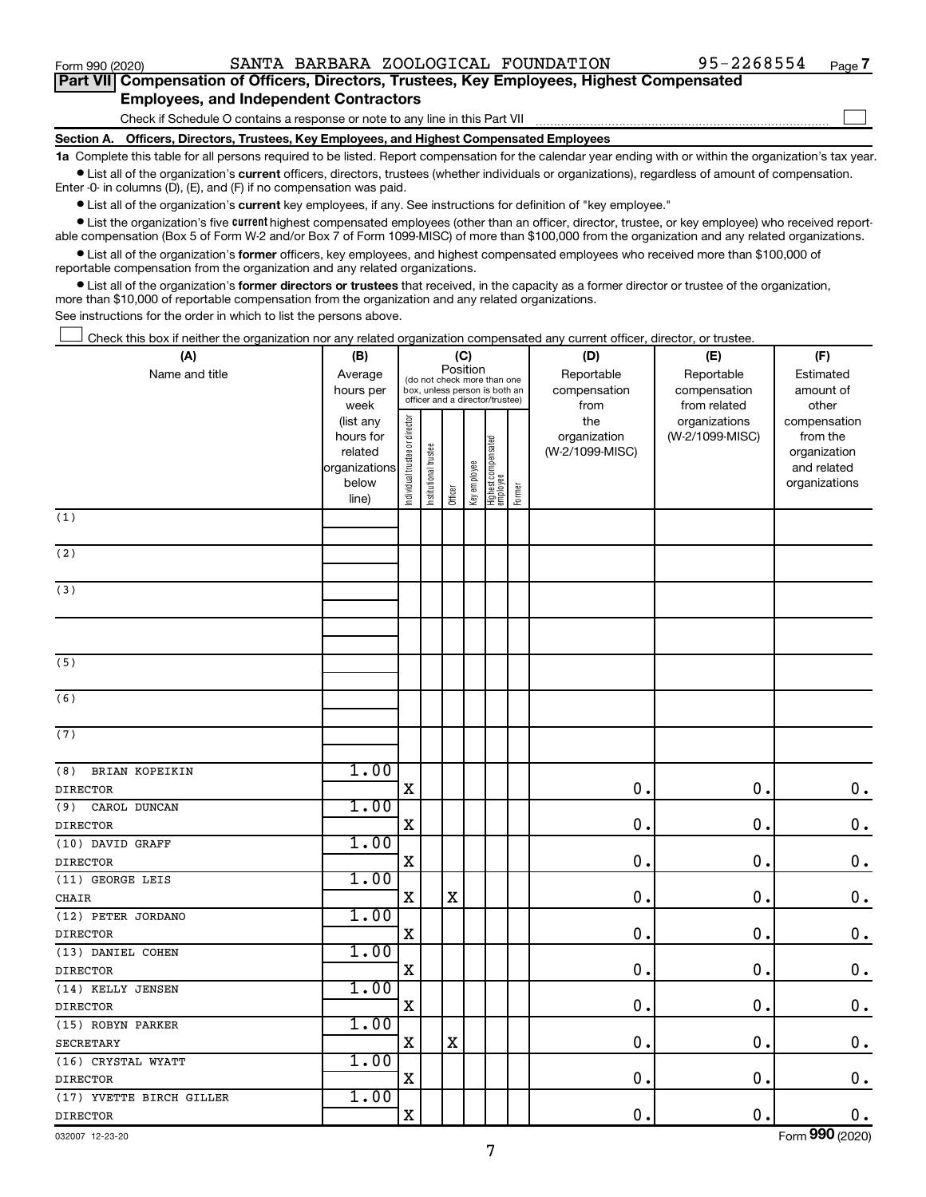Form 990 (2020) SANTA BARBARA ZOOLOGICAL FOUNDATION 95-2268554 Page 7

## Part VII Compensation of Officers, Directors, Trustees, Key Employees, Highest Compensated Employees, and Independent Contractors

Check if Schedule O contains a response or note to any line in this Part VII

### Section A. Officers, Directors, Trustees, Key Employees, and Highest Compensated Employees

**1a** Complete this table for all persons required to be listed. Report compensation for the calendar year ending with or within the organization's tax year.

- List all of the organization's **current** officers, directors, trustees (whether individuals or organizations), regardless of amount of compensation. Enter -0- in columns (D), (E), and (F) if no compensation was paid.
- List all of the organization's **current** key employees, if any. See instructions for definition of "key employee."
- List the organization's five **current** highest compensated employees (other than an officer, director, trustee, or key employee) who received reportable compensation (Box 5 of Form W-2 and/or Box 7 of Form 1099-MISC) of more than $100,000 from the organization and any related organizations.
- List all of the organization's **former** officers, key employees, and highest compensated employees who received more than $100,000 of reportable compensation from the organization and any related organizations.
- List all of the organization's **former directors or trustees** that received, in the capacity as a former director or trustee of the organization, more than $10,000 of reportable compensation from the organization and any related organizations.

See instructions for the order in which to list the persons above.

Check this box if neither the organization nor any related organization compensated any current officer, director, or trustee.

| (A) Name and title | (B) Average hours per week (list any hours for related organizations below line) | (C) Position: Individual trustee or director | Institutional trustee | Officer | Key employee | Highest compensated employee | Former | (D) Reportable compensation from the organization (W-2/1099-MISC) | (E) Reportable compensation from related organizations (W-2/1099-MISC) | (F) Estimated amount of other compensation from the organization and related organizations |
|---|---|---|---|---|---|---|---|---|---|---|
| (1) | | | | | | | | | | |
| (2) | | | | | | | | | | |
| (3) | | | | | | | | | | |
| | | | | | | | | | | |
| (5) | | | | | | | | | | |
| (6) | | | | | | | | | | |
| (7) | | | | | | | | | | |
| (8) BRIAN KOPEIKIN<br>DIRECTOR | 1.00 | X | | | | | | 0. | 0. | 0. |
| (9) CAROL DUNCAN<br>DIRECTOR | 1.00 | X | | | | | | 0. | 0. | 0. |
| (10) DAVID GRAFF<br>DIRECTOR | 1.00 | X | | | | | | 0. | 0. | 0. |
| (11) GEORGE LEIS<br>CHAIR | 1.00 | X | | X | | | | 0. | 0. | 0. |
| (12) PETER JORDANO<br>DIRECTOR | 1.00 | X | | | | | | 0. | 0. | 0. |
| (13) DANIEL COHEN<br>DIRECTOR | 1.00 | X | | | | | | 0. | 0. | 0. |
| (14) KELLY JENSEN<br>DIRECTOR | 1.00 | X | | | | | | 0. | 0. | 0. |
| (15) ROBYN PARKER<br>SECRETARY | 1.00 | X | | X | | | | 0. | 0. | 0. |
| (16) CRYSTAL WYATT<br>DIRECTOR | 1.00 | X | | | | | | 0. | 0. | 0. |
| (17) YVETTE BIRCH GILLER<br>DIRECTOR | 1.00 | X | | | | | | 0. | 0. | 0. |

032007 12-23-20 Form 990 (2020)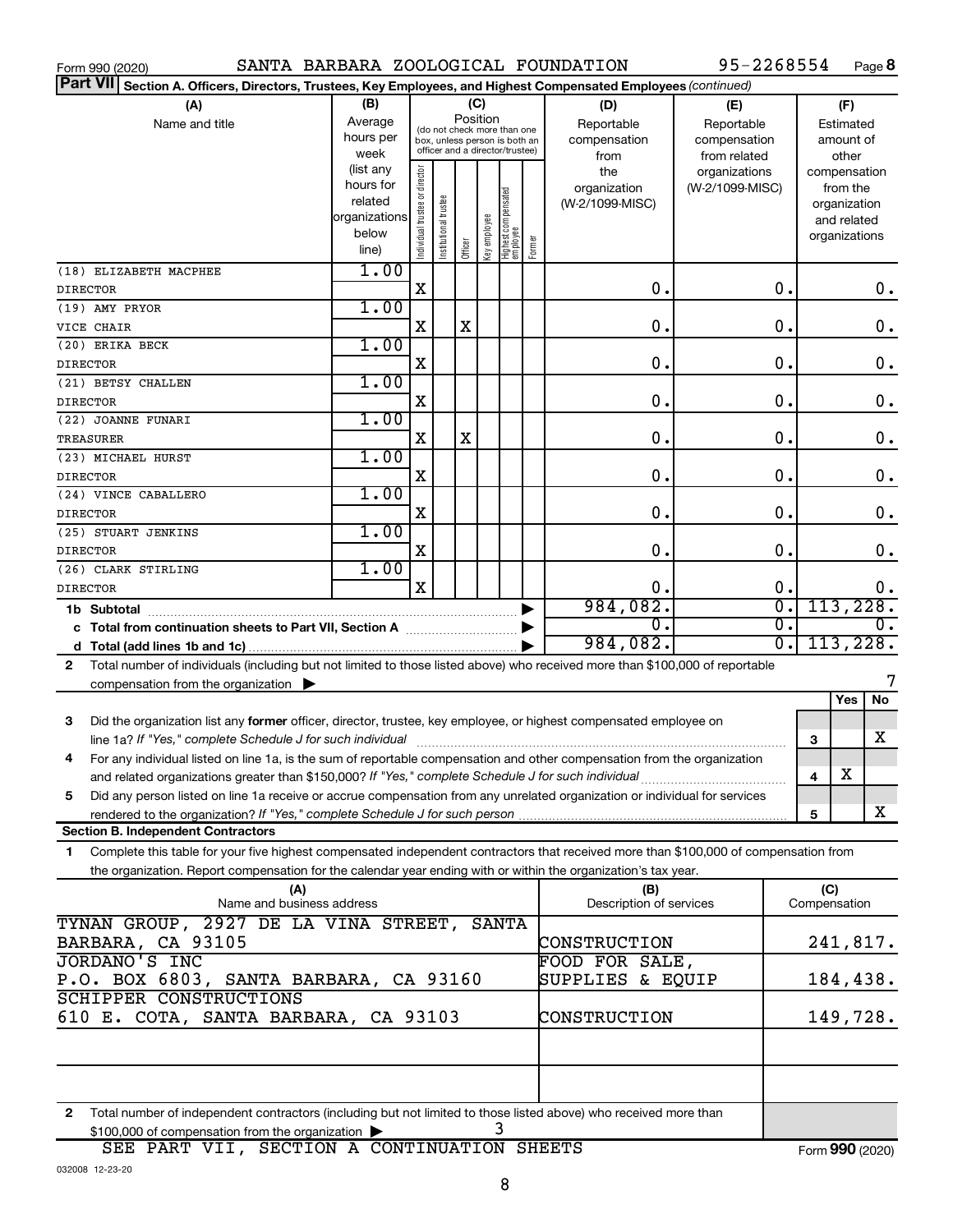Form 990 (2020) SANTA BARBARA ZOOLOGICAL FOUNDATION 95-2268554 Page **8**

**Part VII** **Section A. Officers, Directors, Trustees, Key Employees, and Highest Compensated Employees** *(continued)*

| (A) Name and title | (B) Average hours per week (list any hours for related organizations below line) | (C) Position (do not check more than one box, unless person is both an officer and a director/trustee): Individual trustee or director | Institutional trustee | Officer | Key employee | Highest compensated employee | Former | (D) Reportable compensation from the organization (W-2/1099-MISC) | (E) Reportable compensation from related organizations (W-2/1099-MISC) | (F) Estimated amount of other compensation from the organization and related organizations |
|---|---|---|---|---|---|---|---|---|---|---|
| (18) ELIZABETH MACPHEE<br>DIRECTOR | 1.00 | X | | | | | | 0. | 0. | 0. |
| (19) AMY PRYOR<br>VICE CHAIR | 1.00 | X | | X | | | | 0. | 0. | 0. |
| (20) ERIKA BECK<br>DIRECTOR | 1.00 | X | | | | | | 0. | 0. | 0. |
| (21) BETSY CHALLEN<br>DIRECTOR | 1.00 | X | | | | | | 0. | 0. | 0. |
| (22) JOANNE FUNARI<br>TREASURER | 1.00 | X | | X | | | | 0. | 0. | 0. |
| (23) MICHAEL HURST<br>DIRECTOR | 1.00 | X | | | | | | 0. | 0. | 0. |
| (24) VINCE CABALLERO<br>DIRECTOR | 1.00 | X | | | | | | 0. | 0. | 0. |
| (25) STUART JENKINS<br>DIRECTOR | 1.00 | X | | | | | | 0. | 0. | 0. |
| (26) CLARK STIRLING<br>DIRECTOR | 1.00 | X | | | | | | 0. | 0. | 0. |
| **1b Subtotal** | | | | | | | | 984,082. | 0. | 113,228. |
| **c Total from continuation sheets to Part VII, Section A** | | | | | | | | 0. | 0. | 0. |
| **d Total (add lines 1b and 1c)** | | | | | | | | 984,082. | 0. | 113,228. |

**2** Total number of individuals (including but not limited to those listed above) who received more than $100,000 of reportable compensation from the organization ▶ 7

| | | Yes | No |
|---|---|---|---|
| **3** Did the organization list any **former** officer, director, trustee, key employee, or highest compensated employee on line 1a? *If "Yes," complete Schedule J for such individual* | 3 | | X |
| **4** For any individual listed on line 1a, is the sum of reportable compensation and other compensation from the organization and related organizations greater than $150,000? *If "Yes," complete Schedule J for such individual* | 4 | X | |
| **5** Did any person listed on line 1a receive or accrue compensation from any unrelated organization or individual for services rendered to the organization? *If "Yes," complete Schedule J for such person* | 5 | | X |

**Section B. Independent Contractors**

**1** Complete this table for your five highest compensated independent contractors that received more than $100,000 of compensation from the organization. Report compensation for the calendar year ending with or within the organization's tax year.

| (A) Name and business address | (B) Description of services | (C) Compensation |
|---|---|---|
| TYNAN GROUP, 2927 DE LA VINA STREET, SANTA BARBARA, CA 93105 | CONSTRUCTION | 241,817. |
| JORDANO'S INC<br>P.O. BOX 6803, SANTA BARBARA, CA 93160 | FOOD FOR SALE, SUPPLIES & EQUIP | 184,438. |
| SCHIPPER CONSTRUCTIONS<br>610 E. COTA, SANTA BARBARA, CA 93103 | CONSTRUCTION | 149,728. |
| | | |
| | | |

**2** Total number of independent contractors (including but not limited to those listed above) who received more than $100,000 of compensation from the organization ▶ 3

SEE PART VII, SECTION A CONTINUATION SHEETS

Form **990** (2020)

032008 12-23-20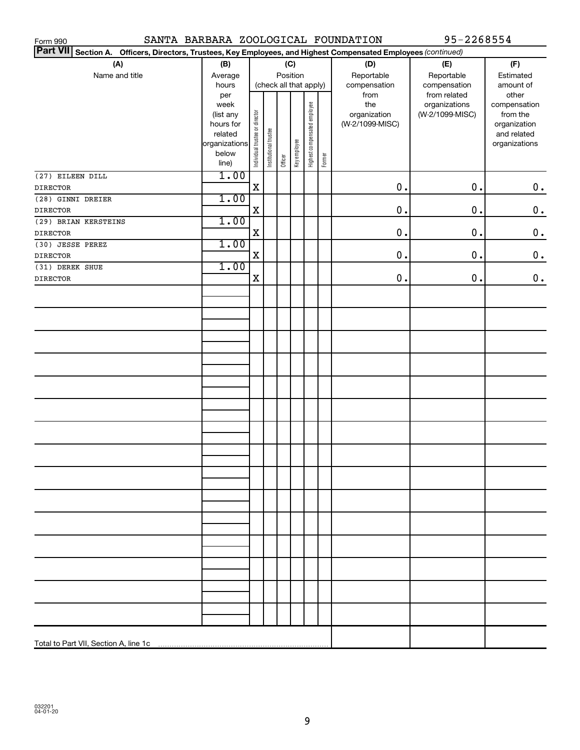Form 990 SANTA BARBARA ZOOLOGICAL FOUNDATION 95-2268554

**Part VII** **Section A. Officers, Directors, Trustees, Key Employees, and Highest Compensated Employees** *(continued)*

| (A) Name and title | (B) Average hours per week (list any hours for related organizations below line) | (C) Position (check all that apply): Individual trustee or director | Institutional trustee | Officer | Key employee | Highest compensated employee | Former | (D) Reportable compensation from the organization (W-2/1099-MISC) | (E) Reportable compensation from related organizations (W-2/1099-MISC) | (F) Estimated amount of other compensation from the organization and related organizations |
|---|---|---|---|---|---|---|---|---|---|---|
| (27) EILEEN DILL<br>DIRECTOR | 1.00 | X | | | | | | 0. | 0. | 0. |
| (28) GINNI DREIER<br>DIRECTOR | 1.00 | X | | | | | | 0. | 0. | 0. |
| (29) BRIAN KERSTEINS<br>DIRECTOR | 1.00 | X | | | | | | 0. | 0. | 0. |
| (30) JESSE PEREZ<br>DIRECTOR | 1.00 | X | | | | | | 0. | 0. | 0. |
| (31) DEREK SHUE<br>DIRECTOR | 1.00 | X | | | | | | 0. | 0. | 0. |
| Total to Part VII, Section A, line 1c | | | | | | | | | | |

032201 04-01-20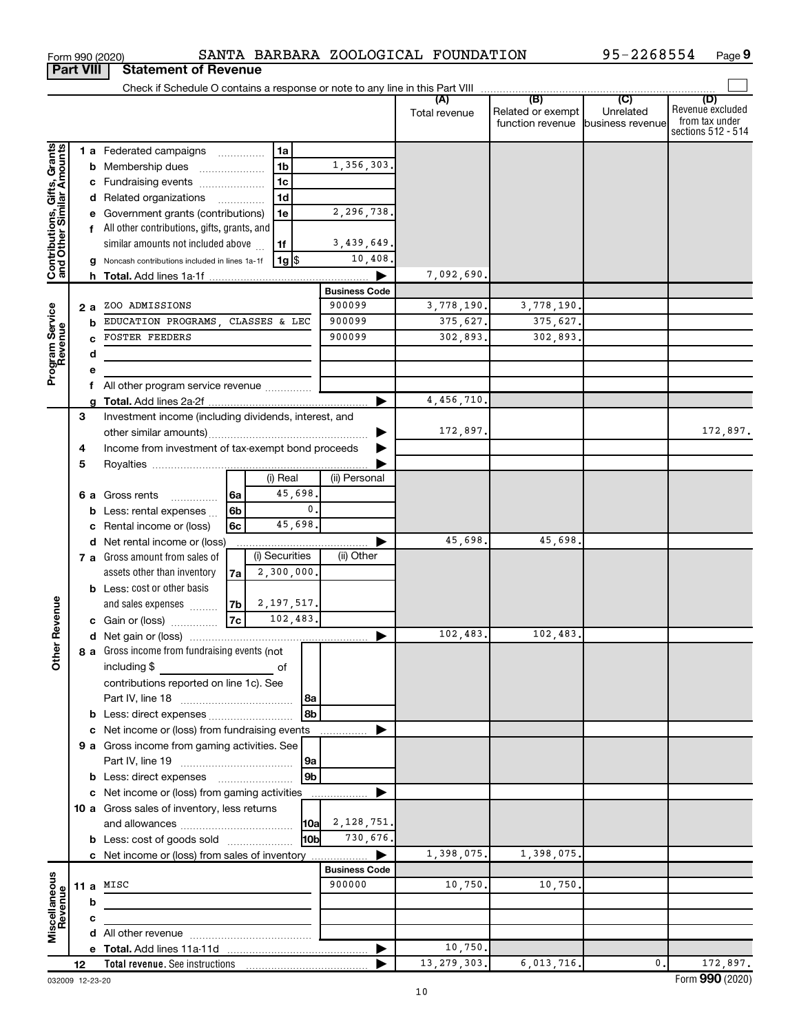Form 990 (2020) SANTA BARBARA ZOOLOGICAL FOUNDATION 95-2268554 Page **9**

## Part VIII Statement of Revenue

Check if Schedule O contains a response or note to any line in this Part VIII

| | | | | (A) Total revenue | (B) Related or exempt function revenue | (C) Unrelated business revenue | (D) Revenue excluded from tax under sections 512 - 514 |
|---|---|---|---|---|---|---|---|
| **Contributions, Gifts, Grants and Other Similar Amounts** | 1 a Federated campaigns | 1a | | | | | |
| | b Membership dues | 1b | 1,356,303. | | | | |
| | c Fundraising events | 1c | | | | | |
| | d Related organizations | 1d | | | | | |
| | e Government grants (contributions) | 1e | 2,296,738. | | | | |
| | f All other contributions, gifts, grants, and similar amounts not included above | 1f | 3,439,649. | | | | |
| | g Noncash contributions included in lines 1a-1f | 1g $ | 10,408. | | | | |
| | h **Total.** Add lines 1a-1f | | ▶ | 7,092,690. | | | |
| **Program Service Revenue** | | | **Business Code** | | | | |
| | 2 a ZOO ADMISSIONS | | 900099 | 3,778,190. | 3,778,190. | | |
| | b EDUCATION PROGRAMS, CLASSES & LEC | | 900099 | 375,627. | 375,627. | | |
| | c FOSTER FEEDERS | | 900099 | 302,893. | 302,893. | | |
| | d | | | | | | |
| | e | | | | | | |
| | f All other program service revenue | | | | | | |
| | g **Total.** Add lines 2a-2f | | ▶ | 4,456,710. | | | |
| **Other Revenue** | 3 Investment income (including dividends, interest, and other similar amounts) | | ▶ | 172,897. | | | 172,897. |
| | 4 Income from investment of tax-exempt bond proceeds | | ▶ | | | | |
| | 5 Royalties | | ▶ | | | | |
| | | (i) Real | (ii) Personal | | | | |
| | 6 a Gross rents 6a | 45,698. | | | | | |
| | b Less: rental expenses 6b | 0. | | | | | |
| | c Rental income or (loss) 6c | 45,698. | | | | | |
| | d Net rental income or (loss) | | ▶ | 45,698. | 45,698. | | |
| | | (i) Securities | (ii) Other | | | | |
| | 7 a Gross amount from sales of assets other than inventory 7a | 2,300,000. | | | | | |
| | b Less: cost or other basis and sales expenses 7b | 2,197,517. | | | | | |
| | c Gain or (loss) 7c | 102,483. | | | | | |
| | d Net gain or (loss) | | ▶ | 102,483. | 102,483. | | |
| | 8 a Gross income from fundraising events (not including $ of contributions reported on line 1c). See Part IV, line 18 | 8a | | | | | |
| | b Less: direct expenses | 8b | | | | | |
| | c Net income or (loss) from fundraising events | | ▶ | | | | |
| | 9 a Gross income from gaming activities. See Part IV, line 19 | 9a | | | | | |
| | b Less: direct expenses | 9b | | | | | |
| | c Net income or (loss) from gaming activities | | ▶ | | | | |
| | 10 a Gross sales of inventory, less returns and allowances | 10a | 2,128,751. | | | | |
| | b Less: cost of goods sold | 10b | 730,676. | | | | |
| | c Net income or (loss) from sales of inventory | | ▶ | 1,398,075. | 1,398,075. | | |
| **Miscellaneous Revenue** | | | **Business Code** | | | | |
| | 11 a MISC | | 900000 | 10,750. | 10,750. | | |
| | b | | | | | | |
| | c | | | | | | |
| | d All other revenue | | | | | | |
| | e **Total.** Add lines 11a-11d | | ▶ | 10,750. | | | |
| | 12 **Total revenue.** See instructions | | ▶ | 13,279,303. | 6,013,716. | 0. | 172,897. |

032009 12-23-20 Form **990** (2020)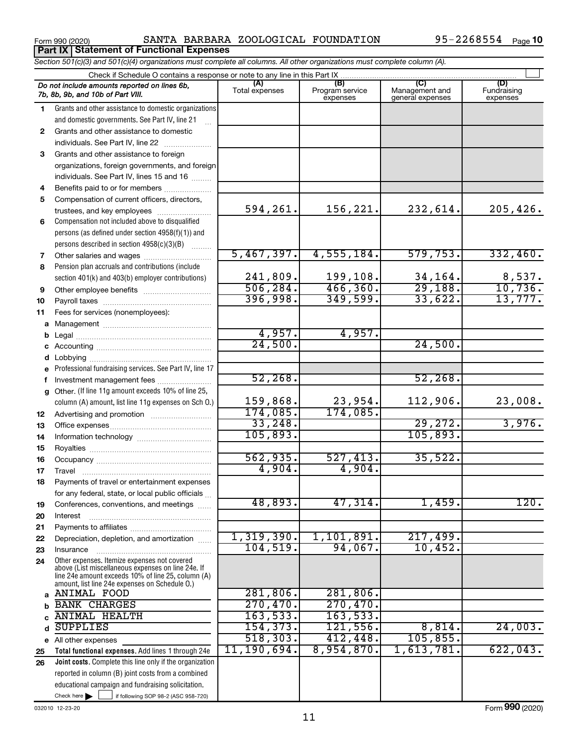Form 990 (2020) SANTA BARBARA ZOOLOGICAL FOUNDATION 95-2268554 Page **10**

## Part IX Statement of Functional Expenses

*Section 501(c)(3) and 501(c)(4) organizations must complete all columns. All other organizations must complete column (A).*

Check if Schedule O contains a response or note to any line in this Part IX

| | *Do not include amounts reported on lines 6b, 7b, 8b, 9b, and 10b of Part VIII.* | (A) Total expenses | (B) Program service expenses | (C) Management and general expenses | (D) Fundraising expenses |
|---|---|---|---|---|---|
| **1** | Grants and other assistance to domestic organizations and domestic governments. See Part IV, line 21 | | | | |
| **2** | Grants and other assistance to domestic individuals. See Part IV, line 22 | | | | |
| **3** | Grants and other assistance to foreign organizations, foreign governments, and foreign individuals. See Part IV, lines 15 and 16 | | | | |
| **4** | Benefits paid to or for members | | | | |
| **5** | Compensation of current officers, directors, trustees, and key employees | 594,261. | 156,221. | 232,614. | 205,426. |
| **6** | Compensation not included above to disqualified persons (as defined under section 4958(f)(1)) and persons described in section 4958(c)(3)(B) | | | | |
| **7** | Other salaries and wages | 5,467,397. | 4,555,184. | 579,753. | 332,460. |
| **8** | Pension plan accruals and contributions (include section 401(k) and 403(b) employer contributions) | 241,809. | 199,108. | 34,164. | 8,537. |
| **9** | Other employee benefits | 506,284. | 466,360. | 29,188. | 10,736. |
| **10** | Payroll taxes | 396,998. | 349,599. | 33,622. | 13,777. |
| **11** | Fees for services (nonemployees): | | | | |
| **a** | Management | | | | |
| **b** | Legal | 4,957. | 4,957. | | |
| **c** | Accounting | 24,500. | | 24,500. | |
| **d** | Lobbying | | | | |
| **e** | Professional fundraising services. See Part IV, line 17 | | | | |
| **f** | Investment management fees | 52,268. | | 52,268. | |
| **g** | Other. (If line 11g amount exceeds 10% of line 25, column (A) amount, list line 11g expenses on Sch O.) | 159,868. | 23,954. | 112,906. | 23,008. |
| **12** | Advertising and promotion | 174,085. | 174,085. | | |
| **13** | Office expenses | 33,248. | | 29,272. | 3,976. |
| **14** | Information technology | 105,893. | | 105,893. | |
| **15** | Royalties | | | | |
| **16** | Occupancy | 562,935. | 527,413. | 35,522. | |
| **17** | Travel | 4,904. | 4,904. | | |
| **18** | Payments of travel or entertainment expenses for any federal, state, or local public officials | | | | |
| **19** | Conferences, conventions, and meetings | 48,893. | 47,314. | 1,459. | 120. |
| **20** | Interest | | | | |
| **21** | Payments to affiliates | | | | |
| **22** | Depreciation, depletion, and amortization | 1,319,390. | 1,101,891. | 217,499. | |
| **23** | Insurance | 104,519. | 94,067. | 10,452. | |
| **24** | Other expenses. Itemize expenses not covered above (List miscellaneous expenses on line 24e. If line 24e amount exceeds 10% of line 25, column (A) amount, list line 24e expenses on Schedule O.) | | | | |
| **a** | ANIMAL FOOD | 281,806. | 281,806. | | |
| **b** | BANK CHARGES | 270,470. | 270,470. | | |
| **c** | ANIMAL HEALTH | 163,533. | 163,533. | | |
| **d** | SUPPLIES | 154,373. | 121,556. | 8,814. | 24,003. |
| **e** | All other expenses | 518,303. | 412,448. | 105,855. | |
| **25** | **Total functional expenses.** Add lines 1 through 24e | 11,190,694. | 8,954,870. | 1,613,781. | 622,043. |
| **26** | **Joint costs.** Complete this line only if the organization reported in column (B) joint costs from a combined educational campaign and fundraising solicitation. Check here ☐ if following SOP 98-2 (ASC 958-720) | | | | |

032010 12-23-20

Form **990** (2020)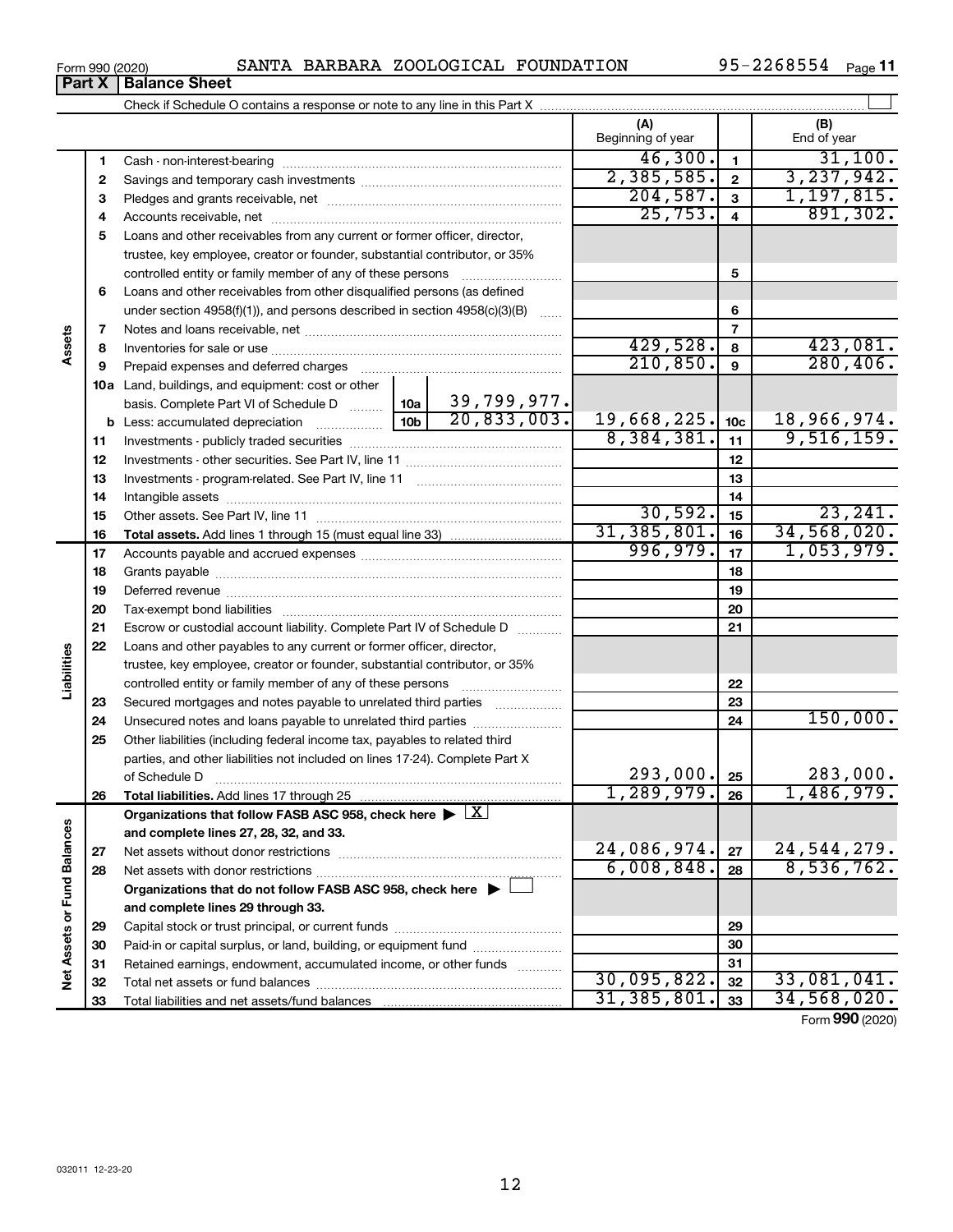Form 990 (2020) SANTA BARBARA ZOOLOGICAL FOUNDATION 95-2268554 Page 11

## Part X Balance Sheet

Check if Schedule O contains a response or note to any line in this Part X

| | | | (A) Beginning of year | | (B) End of year |
|---|---|---|---|---|---|
| **Assets** | 1 | Cash - non-interest-bearing | 46,300. | 1 | 31,100. |
| | 2 | Savings and temporary cash investments | 2,385,585. | 2 | 3,237,942. |
| | 3 | Pledges and grants receivable, net | 204,587. | 3 | 1,197,815. |
| | 4 | Accounts receivable, net | 25,753. | 4 | 891,302. |
| | 5 | Loans and other receivables from any current or former officer, director, trustee, key employee, creator or founder, substantial contributor, or 35% controlled entity or family member of any of these persons | | 5 | |
| | 6 | Loans and other receivables from other disqualified persons (as defined under section 4958(f)(1)), and persons described in section 4958(c)(3)(B) | | 6 | |
| | 7 | Notes and loans receivable, net | | 7 | |
| | 8 | Inventories for sale or use | 429,528. | 8 | 423,081. |
| | 9 | Prepaid expenses and deferred charges | 210,850. | 9 | 280,406. |
| | 10a | Land, buildings, and equipment: cost or other basis. Complete Part VI of Schedule D — 10a: 39,799,977. | | | |
| | b | Less: accumulated depreciation — 10b: 20,833,003. | 19,668,225. | 10c | 18,966,974. |
| | 11 | Investments - publicly traded securities | 8,384,381. | 11 | 9,516,159. |
| | 12 | Investments - other securities. See Part IV, line 11 | | 12 | |
| | 13 | Investments - program-related. See Part IV, line 11 | | 13 | |
| | 14 | Intangible assets | | 14 | |
| | 15 | Other assets. See Part IV, line 11 | 30,592. | 15 | 23,241. |
| | 16 | **Total assets.** Add lines 1 through 15 (must equal line 33) | 31,385,801. | 16 | 34,568,020. |
| **Liabilities** | 17 | Accounts payable and accrued expenses | 996,979. | 17 | 1,053,979. |
| | 18 | Grants payable | | 18 | |
| | 19 | Deferred revenue | | 19 | |
| | 20 | Tax-exempt bond liabilities | | 20 | |
| | 21 | Escrow or custodial account liability. Complete Part IV of Schedule D | | 21 | |
| | 22 | Loans and other payables to any current or former officer, director, trustee, key employee, creator or founder, substantial contributor, or 35% controlled entity or family member of any of these persons | | 22 | |
| | 23 | Secured mortgages and notes payable to unrelated third parties | | 23 | |
| | 24 | Unsecured notes and loans payable to unrelated third parties | | 24 | 150,000. |
| | 25 | Other liabilities (including federal income tax, payables to related third parties, and other liabilities not included on lines 17-24). Complete Part X of Schedule D | 293,000. | 25 | 283,000. |
| | 26 | **Total liabilities.** Add lines 17 through 25 | 1,289,979. | 26 | 1,486,979. |
| **Net Assets or Fund Balances** | | **Organizations that follow FASB ASC 958, check here** [X] **and complete lines 27, 28, 32, and 33.** | | | |
| | 27 | Net assets without donor restrictions | 24,086,974. | 27 | 24,544,279. |
| | 28 | Net assets with donor restrictions | 6,008,848. | 28 | 8,536,762. |
| | | **Organizations that do not follow FASB ASC 958, check here** [ ] **and complete lines 29 through 33.** | | | |
| | 29 | Capital stock or trust principal, or current funds | | 29 | |
| | 30 | Paid-in or capital surplus, or land, building, or equipment fund | | 30 | |
| | 31 | Retained earnings, endowment, accumulated income, or other funds | | 31 | |
| | 32 | Total net assets or fund balances | 30,095,822. | 32 | 33,081,041. |
| | 33 | Total liabilities and net assets/fund balances | 31,385,801. | 33 | 34,568,020. |

Form **990** (2020)

032011 12-23-20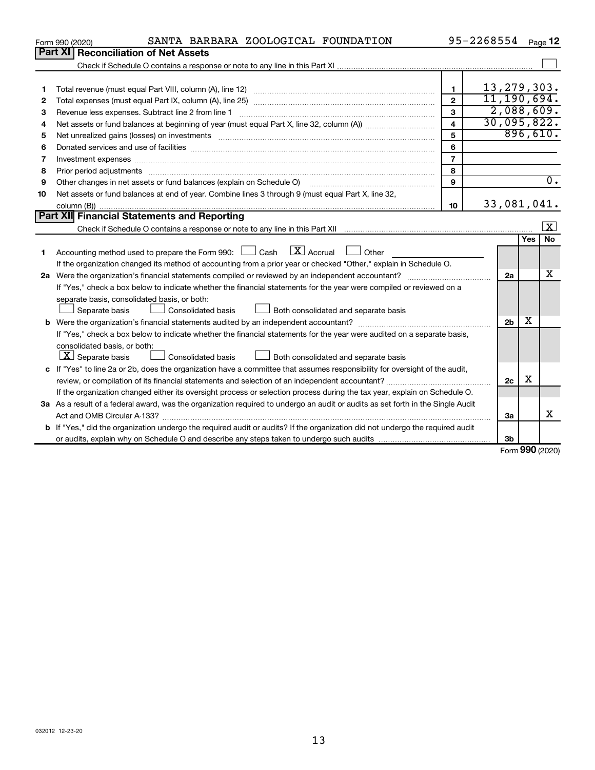Form 990 (2020) SANTA BARBARA ZOOLOGICAL FOUNDATION 95-2268554 Page **12**

## Part XI Reconciliation of Net Assets

Check if Schedule O contains a response or note to any line in this Part XI ☐

| | | | |
|---|---|---|---|
| 1 | Total revenue (must equal Part VIII, column (A), line 12) | 1 | 13,279,303. |
| 2 | Total expenses (must equal Part IX, column (A), line 25) | 2 | 11,190,694. |
| 3 | Revenue less expenses. Subtract line 2 from line 1 | 3 | 2,088,609. |
| 4 | Net assets or fund balances at beginning of year (must equal Part X, line 32, column (A)) | 4 | 30,095,822. |
| 5 | Net unrealized gains (losses) on investments | 5 | 896,610. |
| 6 | Donated services and use of facilities | 6 | |
| 7 | Investment expenses | 7 | |
| 8 | Prior period adjustments | 8 | |
| 9 | Other changes in net assets or fund balances (explain on Schedule O) | 9 | 0. |
| 10 | Net assets or fund balances at end of year. Combine lines 3 through 9 (must equal Part X, line 32, column (B)) | 10 | 33,081,041. |

## Part XII Financial Statements and Reporting

Check if Schedule O contains a response or note to any line in this Part XII ☒

| | | | Yes | No |
|---|---|---|---|---|
| 1 | Accounting method used to prepare the Form 990: ☐ Cash ☒ Accrual ☐ Other<br>If the organization changed its method of accounting from a prior year or checked "Other," explain in Schedule O. | | | |
| 2a | Were the organization's financial statements compiled or reviewed by an independent accountant?<br>If "Yes," check a box below to indicate whether the financial statements for the year were compiled or reviewed on a separate basis, consolidated basis, or both:<br>☐ Separate basis ☐ Consolidated basis ☐ Both consolidated and separate basis | 2a | | X |
| b | Were the organization's financial statements audited by an independent accountant?<br>If "Yes," check a box below to indicate whether the financial statements for the year were audited on a separate basis, consolidated basis, or both:<br>☒ Separate basis ☐ Consolidated basis ☐ Both consolidated and separate basis | 2b | X | |
| c | If "Yes" to line 2a or 2b, does the organization have a committee that assumes responsibility for oversight of the audit, review, or compilation of its financial statements and selection of an independent accountant?<br>If the organization changed either its oversight process or selection process during the tax year, explain on Schedule O. | 2c | X | |
| 3a | As a result of a federal award, was the organization required to undergo an audit or audits as set forth in the Single Audit Act and OMB Circular A-133? | 3a | | X |
| b | If "Yes," did the organization undergo the required audit or audits? If the organization did not undergo the required audit or audits, explain why on Schedule O and describe any steps taken to undergo such audits | 3b | | |

Form **990** (2020)

032012 12-23-20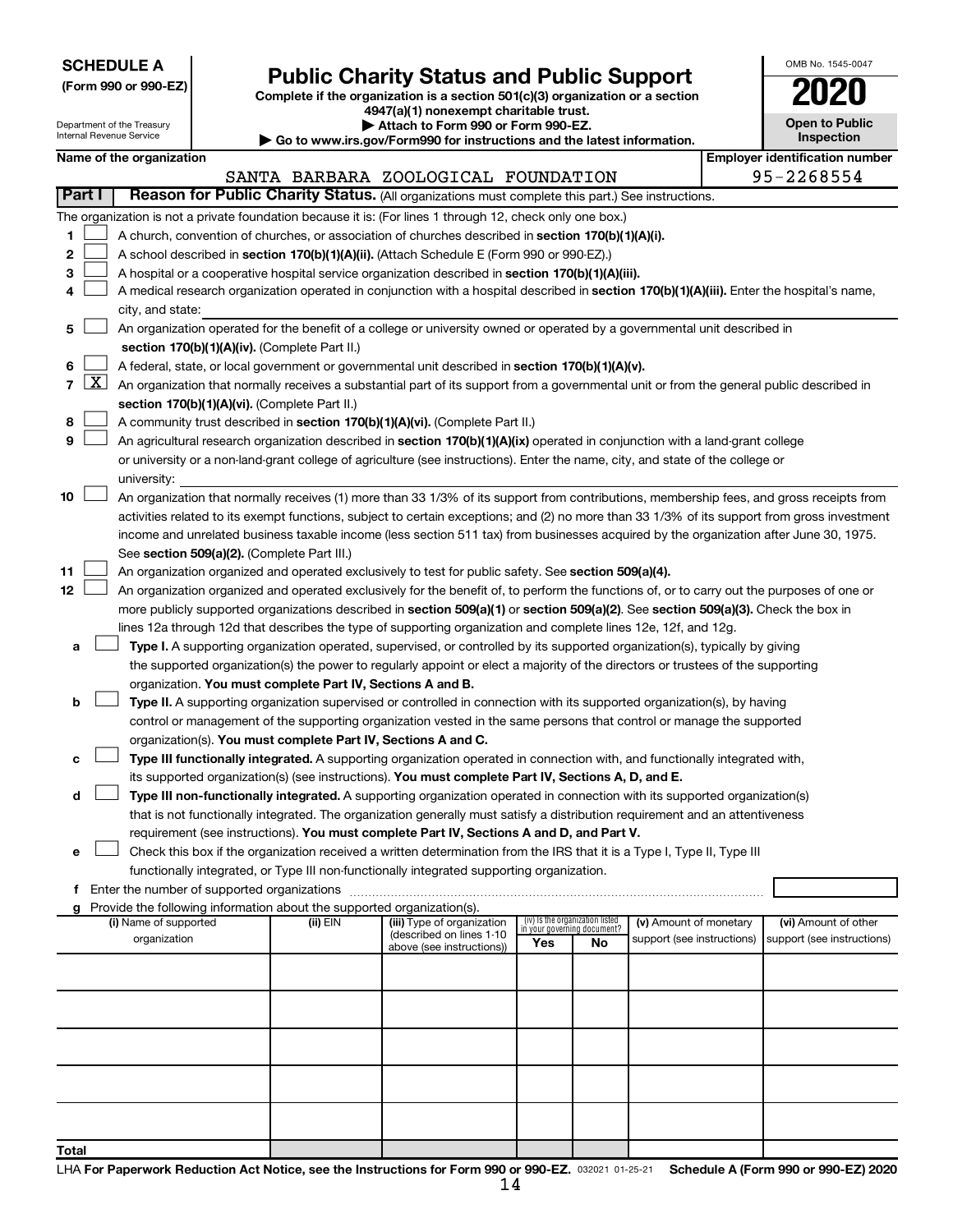**SCHEDULE A**
**(Form 990 or 990-EZ)**

Department of the Treasury
Internal Revenue Service

# Public Charity Status and Public Support

**Complete if the organization is a section 501(c)(3) organization or a section 4947(a)(1) nonexempt charitable trust.**
**▶ Attach to Form 990 or Form 990-EZ.**
**▶ Go to www.irs.gov/Form990 for instructions and the latest information.**

OMB No. 1545-0047
**2020**
**Open to Public Inspection**

**Name of the organization**: SANTA BARBARA ZOOLOGICAL FOUNDATION
**Employer identification number**: 95-2268554

**Part I** **Reason for Public Charity Status.** (All organizations must complete this part.) See instructions.

The organization is not a private foundation because it is: (For lines 1 through 12, check only one box.)

1 ☐ A church, convention of churches, or association of churches described in **section 170(b)(1)(A)(i).**

2 ☐ A school described in **section 170(b)(1)(A)(ii).** (Attach Schedule E (Form 990 or 990-EZ).)

3 ☐ A hospital or a cooperative hospital service organization described in **section 170(b)(1)(A)(iii).**

4 ☐ A medical research organization operated in conjunction with a hospital described in **section 170(b)(1)(A)(iii).** Enter the hospital's name, city, and state:

5 ☐ An organization operated for the benefit of a college or university owned or operated by a governmental unit described in **section 170(b)(1)(A)(iv).** (Complete Part II.)

6 ☐ A federal, state, or local government or governmental unit described in **section 170(b)(1)(A)(v).**

7 ☒ An organization that normally receives a substantial part of its support from a governmental unit or from the general public described in **section 170(b)(1)(A)(vi).** (Complete Part II.)

8 ☐ A community trust described in **section 170(b)(1)(A)(vi).** (Complete Part II.)

9 ☐ An agricultural research organization described in **section 170(b)(1)(A)(ix)** operated in conjunction with a land-grant college or university or a non-land-grant college of agriculture (see instructions). Enter the name, city, and state of the college or university:

10 ☐ An organization that normally receives (1) more than 33 1/3% of its support from contributions, membership fees, and gross receipts from activities related to its exempt functions, subject to certain exceptions; and (2) no more than 33 1/3% of its support from gross investment income and unrelated business taxable income (less section 511 tax) from businesses acquired by the organization after June 30, 1975. See **section 509(a)(2).** (Complete Part III.)

11 ☐ An organization organized and operated exclusively to test for public safety. See **section 509(a)(4).**

12 ☐ An organization organized and operated exclusively for the benefit of, to perform the functions of, or to carry out the purposes of one or more publicly supported organizations described in **section 509(a)(1)** or **section 509(a)(2)**. See **section 509(a)(3).** Check the box in lines 12a through 12d that describes the type of supporting organization and complete lines 12e, 12f, and 12g.

a ☐ **Type I.** A supporting organization operated, supervised, or controlled by its supported organization(s), typically by giving the supported organization(s) the power to regularly appoint or elect a majority of the directors or trustees of the supporting organization. **You must complete Part IV, Sections A and B.**

b ☐ **Type II.** A supporting organization supervised or controlled in connection with its supported organization(s), by having control or management of the supporting organization vested in the same persons that control or manage the supported organization(s). **You must complete Part IV, Sections A and C.**

c ☐ **Type III functionally integrated.** A supporting organization operated in connection with, and functionally integrated with, its supported organization(s) (see instructions). **You must complete Part IV, Sections A, D, and E.**

d ☐ **Type III non-functionally integrated.** A supporting organization operated in connection with its supported organization(s) that is not functionally integrated. The organization generally must satisfy a distribution requirement and an attentiveness requirement (see instructions). **You must complete Part IV, Sections A and D, and Part V.**

e ☐ Check this box if the organization received a written determination from the IRS that it is a Type I, Type II, Type III functionally integrated, or Type III non-functionally integrated supporting organization.

f Enter the number of supported organizations

g Provide the following information about the supported organization(s).

| (i) Name of supported organization | (ii) EIN | (iii) Type of organization (described on lines 1-10 above (see instructions)) | (iv) Is the organization listed in your governing document? Yes | No | (v) Amount of monetary support (see instructions) | (vi) Amount of other support (see instructions) |
|---|---|---|---|---|---|---|
| | | | | | | |
| | | | | | | |
| | | | | | | |
| | | | | | | |
| | | | | | | |
| **Total** | | | | | | |

LHA **For Paperwork Reduction Act Notice, see the Instructions for Form 990 or 990-EZ.** 032021 01-25-21 **Schedule A (Form 990 or 990-EZ) 2020**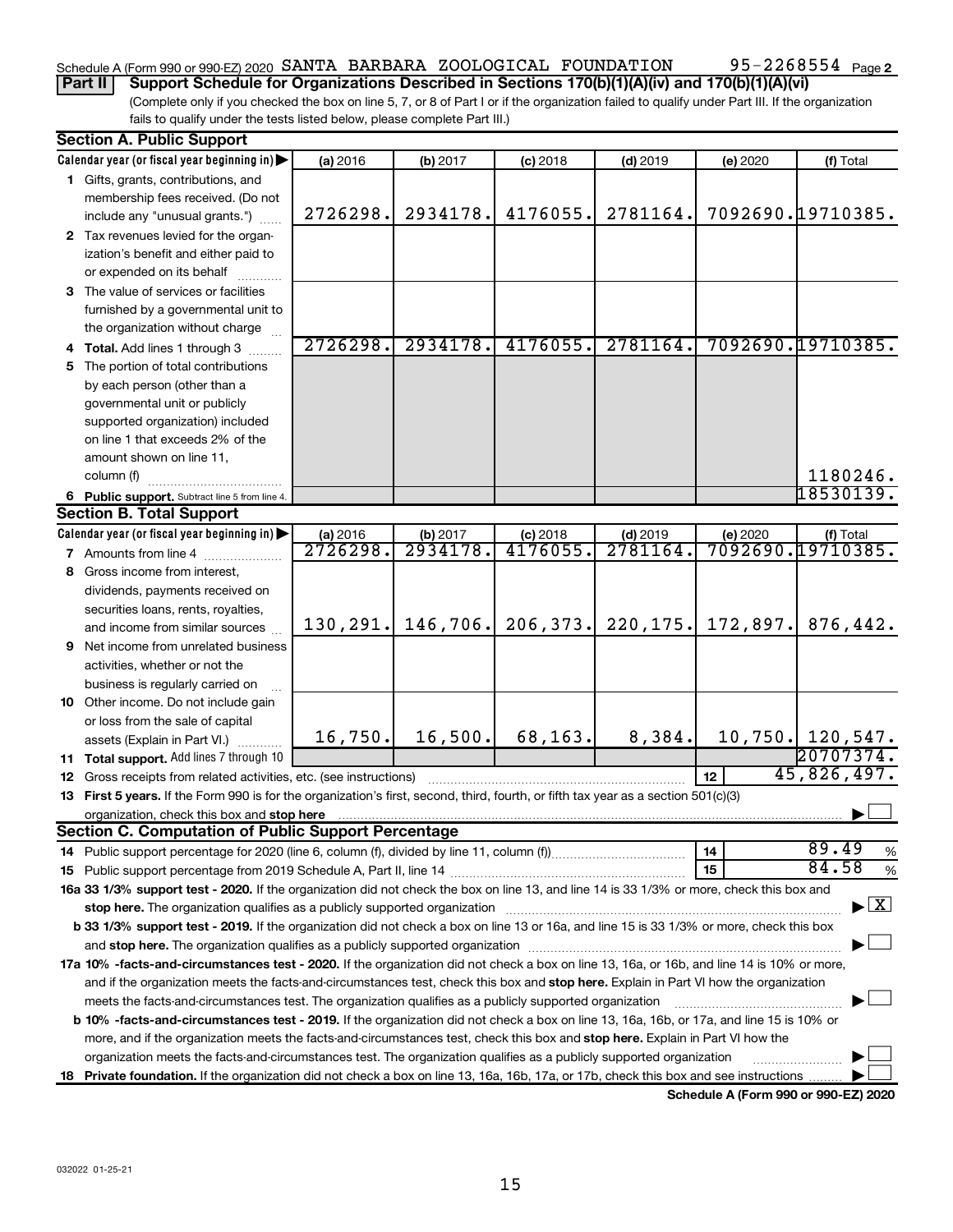Schedule A (Form 990 or 990-EZ) 2020 SANTA BARBARA ZOOLOGICAL FOUNDATION 95-2268554 Page 2

**Part II Support Schedule for Organizations Described in Sections 170(b)(1)(A)(iv) and 170(b)(1)(A)(vi)**

(Complete only if you checked the box on line 5, 7, or 8 of Part I or if the organization failed to qualify under Part III. If the organization fails to qualify under the tests listed below, please complete Part III.)

### Section A. Public Support

| Calendar year (or fiscal year beginning in) | (a) 2016 | (b) 2017 | (c) 2018 | (d) 2019 | (e) 2020 | (f) Total |
|---|---|---|---|---|---|---|
| **1** Gifts, grants, contributions, and membership fees received. (Do not include any "unusual grants.") | 2726298. | 2934178. | 4176055. | 2781164. | 7092690. | 19710385. |
| **2** Tax revenues levied for the organization's benefit and either paid to or expended on its behalf | | | | | | |
| **3** The value of services or facilities furnished by a governmental unit to the organization without charge | | | | | | |
| **4 Total.** Add lines 1 through 3 | 2726298. | 2934178. | 4176055. | 2781164. | 7092690. | 19710385. |
| **5** The portion of total contributions by each person (other than a governmental unit or publicly supported organization) included on line 1 that exceeds 2% of the amount shown on line 11, column (f) | | | | | | 1180246. |
| **6 Public support.** Subtract line 5 from line 4. | | | | | | 18530139. |

### Section B. Total Support

| Calendar year (or fiscal year beginning in) | (a) 2016 | (b) 2017 | (c) 2018 | (d) 2019 | (e) 2020 | (f) Total |
|---|---|---|---|---|---|---|
| **7** Amounts from line 4 | 2726298. | 2934178. | 4176055. | 2781164. | 7092690. | 19710385. |
| **8** Gross income from interest, dividends, payments received on securities loans, rents, royalties, and income from similar sources | 130,291. | 146,706. | 206,373. | 220,175. | 172,897. | 876,442. |
| **9** Net income from unrelated business activities, whether or not the business is regularly carried on | | | | | | |
| **10** Other income. Do not include gain or loss from the sale of capital assets (Explain in Part VI.) | 16,750. | 16,500. | 68,163. | 8,384. | 10,750. | 120,547. |
| **11 Total support.** Add lines 7 through 10 | | | | | | 20707374. |

**12** Gross receipts from related activities, etc. (see instructions) **12** 45,826,497.

**13 First 5 years.** If the Form 990 is for the organization's first, second, third, fourth, or fifth tax year as a section 501(c)(3) organization, check this box and **stop here** ☐

### Section C. Computation of Public Support Percentage

**14** Public support percentage for 2020 (line 6, column (f), divided by line 11, column (f)) **14** 89.49 %

**15** Public support percentage from 2019 Schedule A, Part II, line 14 **15** 84.58 %

**16a 33 1/3% support test - 2020.** If the organization did not check the box on line 13, and line 14 is 33 1/3% or more, check this box and **stop here.** The organization qualifies as a publicly supported organization ☒

**b 33 1/3% support test - 2019.** If the organization did not check a box on line 13 or 16a, and line 15 is 33 1/3% or more, check this box and **stop here.** The organization qualifies as a publicly supported organization ☐

**17a 10% -facts-and-circumstances test - 2020.** If the organization did not check a box on line 13, 16a, or 16b, and line 14 is 10% or more, and if the organization meets the facts-and-circumstances test, check this box and **stop here.** Explain in Part VI how the organization meets the facts-and-circumstances test. The organization qualifies as a publicly supported organization ☐

**b 10% -facts-and-circumstances test - 2019.** If the organization did not check a box on line 13, 16a, 16b, or 17a, and line 15 is 10% or more, and if the organization meets the facts-and-circumstances test, check this box and **stop here.** Explain in Part VI how the organization meets the facts-and-circumstances test. The organization qualifies as a publicly supported organization ☐

**18 Private foundation.** If the organization did not check a box on line 13, 16a, 16b, 17a, or 17b, check this box and see instructions ☐

**Schedule A (Form 990 or 990-EZ) 2020**

032022 01-25-21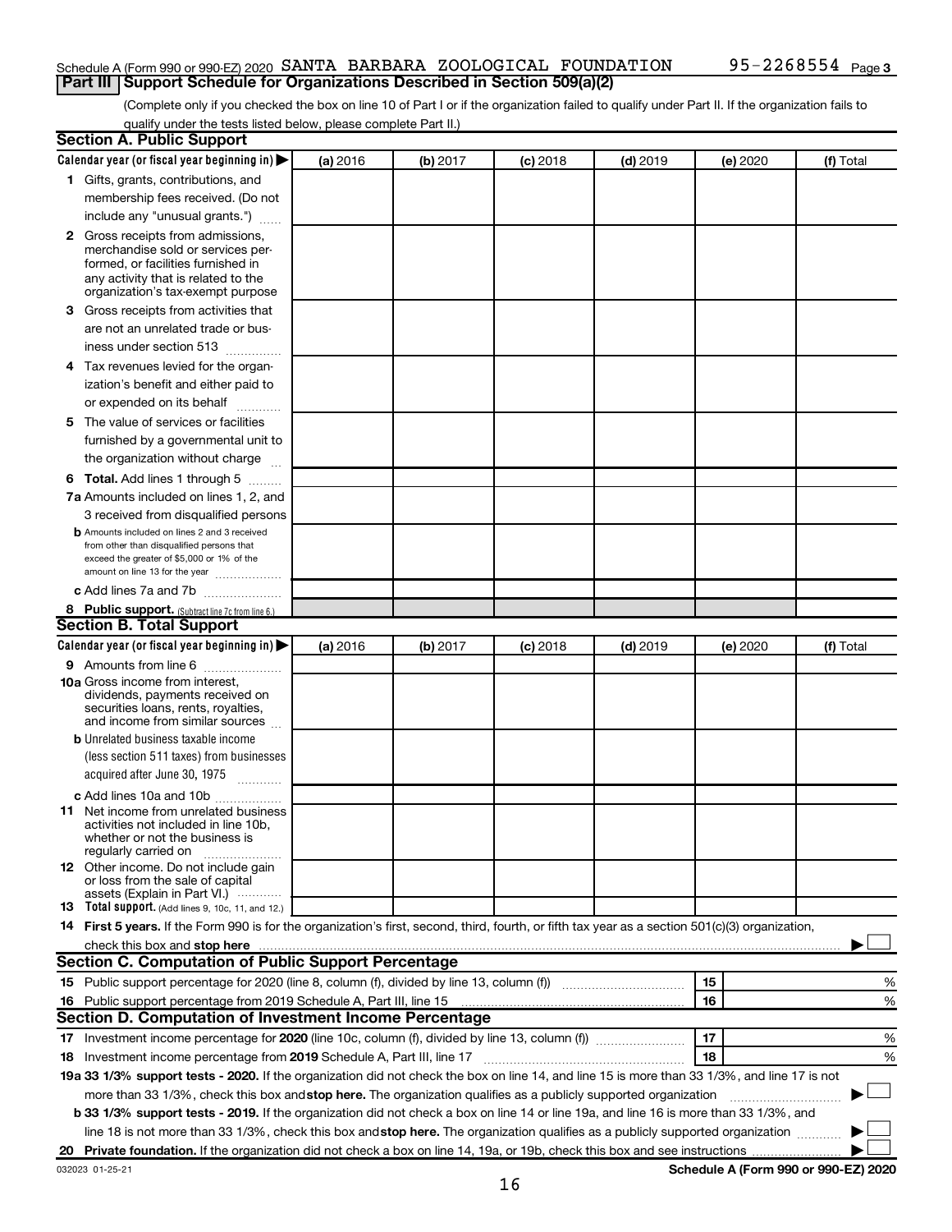Schedule A (Form 990 or 990-EZ) 2020 SANTA BARBARA ZOOLOGICAL FOUNDATION 95-2268554 Page 3

## Part III Support Schedule for Organizations Described in Section 509(a)(2)

(Complete only if you checked the box on line 10 of Part I or if the organization failed to qualify under Part II. If the organization fails to qualify under the tests listed below, please complete Part II.)

### Section A. Public Support

| Calendar year (or fiscal year beginning in) ▶ | (a) 2016 | (b) 2017 | (c) 2018 | (d) 2019 | (e) 2020 | (f) Total |
|---|---|---|---|---|---|---|
| **1** Gifts, grants, contributions, and membership fees received. (Do not include any "unusual grants.") | | | | | | |
| **2** Gross receipts from admissions, merchandise sold or services performed, or facilities furnished in any activity that is related to the organization's tax-exempt purpose | | | | | | |
| **3** Gross receipts from activities that are not an unrelated trade or business under section 513 | | | | | | |
| **4** Tax revenues levied for the organization's benefit and either paid to or expended on its behalf | | | | | | |
| **5** The value of services or facilities furnished by a governmental unit to the organization without charge | | | | | | |
| **6 Total.** Add lines 1 through 5 | | | | | | |
| **7a** Amounts included on lines 1, 2, and 3 received from disqualified persons | | | | | | |
| **b** Amounts included on lines 2 and 3 received from other than disqualified persons that exceed the greater of $5,000 or 1% of the amount on line 13 for the year | | | | | | |
| **c** Add lines 7a and 7b | | | | | | |
| **8 Public support.** (Subtract line 7c from line 6.) | | | | | | |

### Section B. Total Support

| Calendar year (or fiscal year beginning in) ▶ | (a) 2016 | (b) 2017 | (c) 2018 | (d) 2019 | (e) 2020 | (f) Total |
|---|---|---|---|---|---|---|
| **9** Amounts from line 6 | | | | | | |
| **10a** Gross income from interest, dividends, payments received on securities loans, rents, royalties, and income from similar sources | | | | | | |
| **b** Unrelated business taxable income (less section 511 taxes) from businesses acquired after June 30, 1975 | | | | | | |
| **c** Add lines 10a and 10b | | | | | | |
| **11** Net income from unrelated business activities not included in line 10b, whether or not the business is regularly carried on | | | | | | |
| **12** Other income. Do not include gain or loss from the sale of capital assets (Explain in Part VI.) | | | | | | |
| **13 Total support.** (Add lines 9, 10c, 11, and 12.) | | | | | | |

**14 First 5 years.** If the Form 990 is for the organization's first, second, third, fourth, or fifth tax year as a section 501(c)(3) organization, check this box and **stop here** ▶ ☐

### Section C. Computation of Public Support Percentage

| | | | |
|---|---|---|---|
| **15** Public support percentage for 2020 (line 8, column (f), divided by line 13, column (f)) | 15 | | % |
| **16** Public support percentage from 2019 Schedule A, Part III, line 15 | 16 | | % |

### Section D. Computation of Investment Income Percentage

| | | | |
|---|---|---|---|
| **17** Investment income percentage for **2020** (line 10c, column (f), divided by line 13, column (f)) | 17 | | % |
| **18** Investment income percentage from **2019** Schedule A, Part III, line 17 | 18 | | % |

**19a 33 1/3% support tests - 2020.** If the organization did not check the box on line 14, and line 15 is more than 33 1/3%, and line 17 is not more than 33 1/3%, check this box and **stop here.** The organization qualifies as a publicly supported organization ▶ ☐

**b 33 1/3% support tests - 2019.** If the organization did not check a box on line 14 or line 19a, and line 16 is more than 33 1/3%, and line 18 is not more than 33 1/3%, check this box and **stop here.** The organization qualifies as a publicly supported organization ▶ ☐

**20 Private foundation.** If the organization did not check a box on line 14, 19a, or 19b, check this box and see instructions ▶ ☐

032023 01-25-21

**Schedule A (Form 990 or 990-EZ) 2020**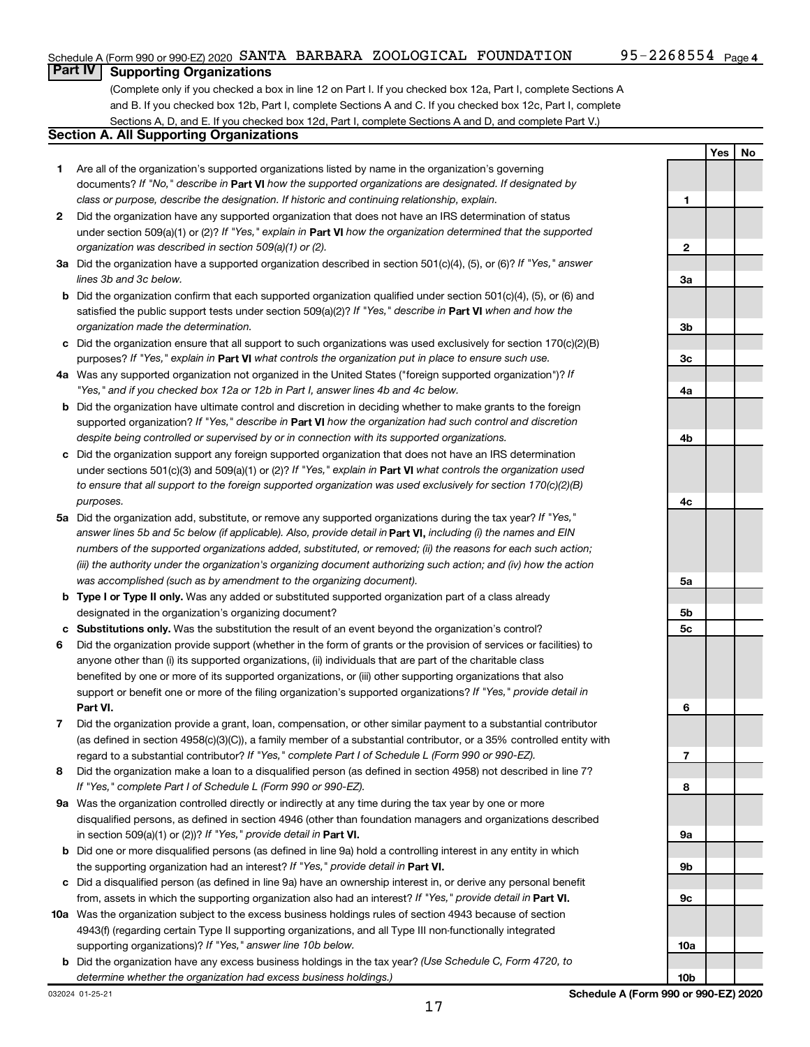Schedule A (Form 990 or 990-EZ) 2020 SANTA BARBARA ZOOLOGICAL FOUNDATION 95-2268554 Page 4

## Part IV Supporting Organizations

(Complete only if you checked a box in line 12 on Part I. If you checked box 12a, Part I, complete Sections A and B. If you checked box 12b, Part I, complete Sections A and C. If you checked box 12c, Part I, complete Sections A, D, and E. If you checked box 12d, Part I, complete Sections A and D, and complete Part V.)

### Section A. All Supporting Organizations

| | | | Yes | No |
|---|---|---|---|---|
| **1** | Are all of the organization's supported organizations listed by name in the organization's governing documents? *If "No," describe in* **Part VI** *how the supported organizations are designated. If designated by class or purpose, describe the designation. If historic and continuing relationship, explain.* | 1 | | |
| **2** | Did the organization have any supported organization that does not have an IRS determination of status under section 509(a)(1) or (2)? *If "Yes," explain in* **Part VI** *how the organization determined that the supported organization was described in section 509(a)(1) or (2).* | 2 | | |
| **3a** | Did the organization have a supported organization described in section 501(c)(4), (5), or (6)? *If "Yes," answer lines 3b and 3c below.* | 3a | | |
| **b** | Did the organization confirm that each supported organization qualified under section 501(c)(4), (5), or (6) and satisfied the public support tests under section 509(a)(2)? *If "Yes," describe in* **Part VI** *when and how the organization made the determination.* | 3b | | |
| **c** | Did the organization ensure that all support to such organizations was used exclusively for section 170(c)(2)(B) purposes? *If "Yes," explain in* **Part VI** *what controls the organization put in place to ensure such use.* | 3c | | |
| **4a** | Was any supported organization not organized in the United States ("foreign supported organization")? *If "Yes," and if you checked box 12a or 12b in Part I, answer lines 4b and 4c below.* | 4a | | |
| **b** | Did the organization have ultimate control and discretion in deciding whether to make grants to the foreign supported organization? *If "Yes," describe in* **Part VI** *how the organization had such control and discretion despite being controlled or supervised by or in connection with its supported organizations.* | 4b | | |
| **c** | Did the organization support any foreign supported organization that does not have an IRS determination under sections 501(c)(3) and 509(a)(1) or (2)? *If "Yes," explain in* **Part VI** *what controls the organization used to ensure that all support to the foreign supported organization was used exclusively for section 170(c)(2)(B) purposes.* | 4c | | |
| **5a** | Did the organization add, substitute, or remove any supported organizations during the tax year? *If "Yes," answer lines 5b and 5c below (if applicable). Also, provide detail in* **Part VI,** *including (i) the names and EIN numbers of the supported organizations added, substituted, or removed; (ii) the reasons for each such action; (iii) the authority under the organization's organizing document authorizing such action; and (iv) how the action was accomplished (such as by amendment to the organizing document).* | 5a | | |
| **b** | **Type I or Type II only.** Was any added or substituted supported organization part of a class already designated in the organization's organizing document? | 5b | | |
| **c** | **Substitutions only.** Was the substitution the result of an event beyond the organization's control? | 5c | | |
| **6** | Did the organization provide support (whether in the form of grants or the provision of services or facilities) to anyone other than (i) its supported organizations, (ii) individuals that are part of the charitable class benefited by one or more of its supported organizations, or (iii) other supporting organizations that also support or benefit one or more of the filing organization's supported organizations? *If "Yes," provide detail in* **Part VI.** | 6 | | |
| **7** | Did the organization provide a grant, loan, compensation, or other similar payment to a substantial contributor (as defined in section 4958(c)(3)(C)), a family member of a substantial contributor, or a 35% controlled entity with regard to a substantial contributor? *If "Yes," complete Part I of Schedule L (Form 990 or 990-EZ).* | 7 | | |
| **8** | Did the organization make a loan to a disqualified person (as defined in section 4958) not described in line 7? *If "Yes," complete Part I of Schedule L (Form 990 or 990-EZ).* | 8 | | |
| **9a** | Was the organization controlled directly or indirectly at any time during the tax year by one or more disqualified persons, as defined in section 4946 (other than foundation managers and organizations described in section 509(a)(1) or (2))? *If "Yes," provide detail in* **Part VI.** | 9a | | |
| **b** | Did one or more disqualified persons (as defined in line 9a) hold a controlling interest in any entity in which the supporting organization had an interest? *If "Yes," provide detail in* **Part VI.** | 9b | | |
| **c** | Did a disqualified person (as defined in line 9a) have an ownership interest in, or derive any personal benefit from, assets in which the supporting organization also had an interest? *If "Yes," provide detail in* **Part VI.** | 9c | | |
| **10a** | Was the organization subject to the excess business holdings rules of section 4943 because of section 4943(f) (regarding certain Type II supporting organizations, and all Type III non-functionally integrated supporting organizations)? *If "Yes," answer line 10b below.* | 10a | | |
| **b** | Did the organization have any excess business holdings in the tax year? *(Use Schedule C, Form 4720, to determine whether the organization had excess business holdings.)* | 10b | | |

032024 01-25-21 **Schedule A (Form 990 or 990-EZ) 2020**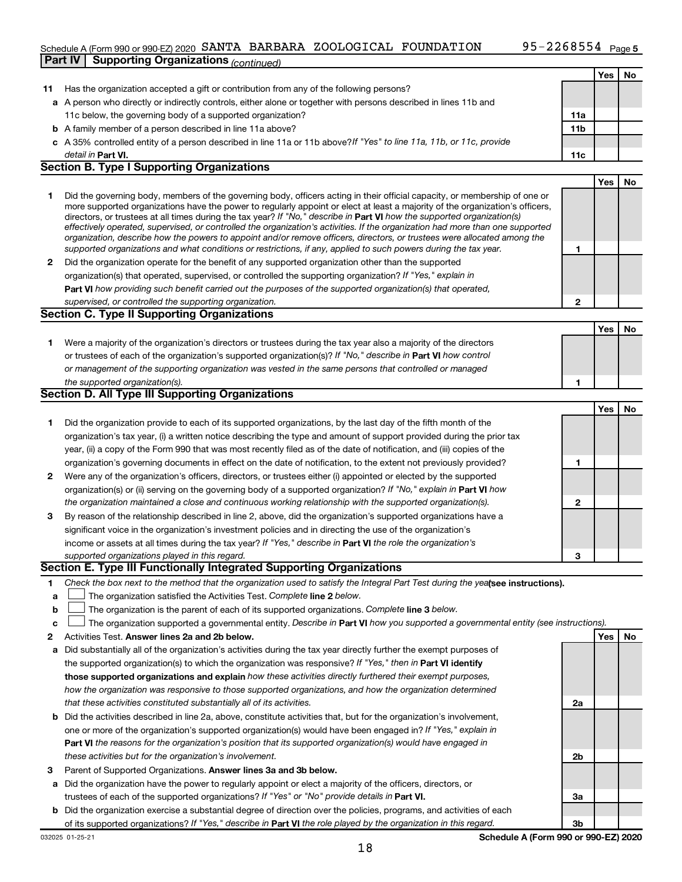Schedule A (Form 990 or 990-EZ) 2020 SANTA BARBARA ZOOLOGICAL FOUNDATION 95-2268554 Page 5

**Part IV | Supporting Organizations** *(continued)*

| | | | Yes | No |
|---|---|---|---|---|
| **11** | Has the organization accepted a gift or contribution from any of the following persons? | | | |
| **a** | A person who directly or indirectly controls, either alone or together with persons described in lines 11b and 11c below, the governing body of a supported organization? | **11a** | | |
| **b** | A family member of a person described in line 11a above? | **11b** | | |
| **c** | A 35% controlled entity of a person described in line 11a or 11b above? *If "Yes" to line 11a, 11b, or 11c, provide detail in* **Part VI.** | **11c** | | |

## Section B. Type I Supporting Organizations

| | | | Yes | No |
|---|---|---|---|---|
| **1** | Did the governing body, members of the governing body, officers acting in their official capacity, or membership of one or more supported organizations have the power to regularly appoint or elect at least a majority of the organization's officers, directors, or trustees at all times during the tax year? *If "No," describe in* **Part VI** *how the supported organization(s) effectively operated, supervised, or controlled the organization's activities. If the organization had more than one supported organization, describe how the powers to appoint and/or remove officers, directors, or trustees were allocated among the supported organizations and what conditions or restrictions, if any, applied to such powers during the tax year.* | **1** | | |
| **2** | Did the organization operate for the benefit of any supported organization other than the supported organization(s) that operated, supervised, or controlled the supporting organization? *If "Yes," explain in* **Part VI** *how providing such benefit carried out the purposes of the supported organization(s) that operated, supervised, or controlled the supporting organization.* | **2** | | |

## Section C. Type II Supporting Organizations

| | | | Yes | No |
|---|---|---|---|---|
| **1** | Were a majority of the organization's directors or trustees during the tax year also a majority of the directors or trustees of each of the organization's supported organization(s)? *If "No," describe in* **Part VI** *how control or management of the supporting organization was vested in the same persons that controlled or managed the supported organization(s).* | **1** | | |

## Section D. All Type III Supporting Organizations

| | | | Yes | No |
|---|---|---|---|---|
| **1** | Did the organization provide to each of its supported organizations, by the last day of the fifth month of the organization's tax year, (i) a written notice describing the type and amount of support provided during the prior tax year, (ii) a copy of the Form 990 that was most recently filed as of the date of notification, and (iii) copies of the organization's governing documents in effect on the date of notification, to the extent not previously provided? | **1** | | |
| **2** | Were any of the organization's officers, directors, or trustees either (i) appointed or elected by the supported organization(s) or (ii) serving on the governing body of a supported organization? *If "No," explain in* **Part VI** *how the organization maintained a close and continuous working relationship with the supported organization(s).* | **2** | | |
| **3** | By reason of the relationship described in line 2, above, did the organization's supported organizations have a significant voice in the organization's investment policies and in directing the use of the organization's income or assets at all times during the tax year? *If "Yes," describe in* **Part VI** *the role the organization's supported organizations played in this regard.* | **3** | | |

## Section E. Type III Functionally Integrated Supporting Organizations

**1** *Check the box next to the method that the organization used to satisfy the Integral Part Test during the year* **(see instructions).**

**a** ☐ The organization satisfied the Activities Test. *Complete* **line 2** *below.*

**b** ☐ The organization is the parent of each of its supported organizations. *Complete* **line 3** *below.*

**c** ☐ The organization supported a governmental entity. *Describe in* **Part VI** *how you supported a governmental entity (see instructions).*

| | | | Yes | No |
|---|---|---|---|---|
| **2** | Activities Test. **Answer lines 2a and 2b below.** | | | |
| **a** | Did substantially all of the organization's activities during the tax year directly further the exempt purposes of the supported organization(s) to which the organization was responsive? *If "Yes," then in* **Part VI identify those supported organizations and explain** *how these activities directly furthered their exempt purposes, how the organization was responsive to those supported organizations, and how the organization determined that these activities constituted substantially all of its activities.* | **2a** | | |
| **b** | Did the activities described in line 2a, above, constitute activities that, but for the organization's involvement, one or more of the organization's supported organization(s) would have been engaged in? *If "Yes," explain in* **Part VI** *the reasons for the organization's position that its supported organization(s) would have engaged in these activities but for the organization's involvement.* | **2b** | | |
| **3** | Parent of Supported Organizations. **Answer lines 3a and 3b below.** | | | |
| **a** | Did the organization have the power to regularly appoint or elect a majority of the officers, directors, or trustees of each of the supported organizations? *If "Yes" or "No" provide details in* **Part VI.** | **3a** | | |
| **b** | Did the organization exercise a substantial degree of direction over the policies, programs, and activities of each of its supported organizations? *If "Yes," describe in* **Part VI** *the role played by the organization in this regard.* | **3b** | | |

032025 01-25-21 **Schedule A (Form 990 or 990-EZ) 2020**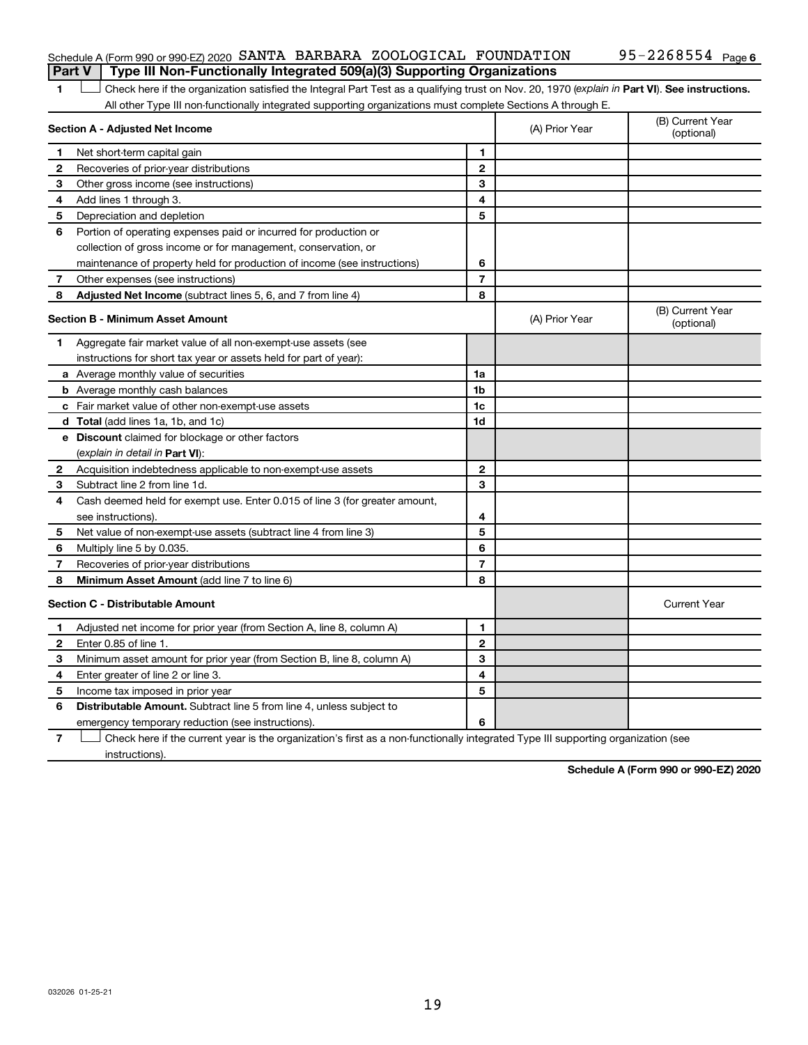Schedule A (Form 990 or 990-EZ) 2020 SANTA BARBARA ZOOLOGICAL FOUNDATION 95-2268554 Page 6

## Part V | Type III Non-Functionally Integrated 509(a)(3) Supporting Organizations

1 ☐ Check here if the organization satisfied the Integral Part Test as a qualifying trust on Nov. 20, 1970 (*explain in* **Part VI**). **See instructions.** All other Type III non-functionally integrated supporting organizations must complete Sections A through E.

| **Section A - Adjusted Net Income** | | | (A) Prior Year | (B) Current Year (optional) |
|---|---|---|---|---|
| 1 | Net short-term capital gain | 1 | | |
| 2 | Recoveries of prior-year distributions | 2 | | |
| 3 | Other gross income (see instructions) | 3 | | |
| 4 | Add lines 1 through 3. | 4 | | |
| 5 | Depreciation and depletion | 5 | | |
| 6 | Portion of operating expenses paid or incurred for production or collection of gross income or for management, conservation, or maintenance of property held for production of income (see instructions) | 6 | | |
| 7 | Other expenses (see instructions) | 7 | | |
| 8 | **Adjusted Net Income** (subtract lines 5, 6, and 7 from line 4) | 8 | | |

| **Section B - Minimum Asset Amount** | | | (A) Prior Year | (B) Current Year (optional) |
|---|---|---|---|---|
| 1 | Aggregate fair market value of all non-exempt-use assets (see instructions for short tax year or assets held for part of year): | | | |
| a | Average monthly value of securities | 1a | | |
| b | Average monthly cash balances | 1b | | |
| c | Fair market value of other non-exempt-use assets | 1c | | |
| d | **Total** (add lines 1a, 1b, and 1c) | 1d | | |
| e | **Discount** claimed for blockage or other factors (*explain in detail in* **Part VI**): | | | |
| 2 | Acquisition indebtedness applicable to non-exempt-use assets | 2 | | |
| 3 | Subtract line 2 from line 1d. | 3 | | |
| 4 | Cash deemed held for exempt use. Enter 0.015 of line 3 (for greater amount, see instructions). | 4 | | |
| 5 | Net value of non-exempt-use assets (subtract line 4 from line 3) | 5 | | |
| 6 | Multiply line 5 by 0.035. | 6 | | |
| 7 | Recoveries of prior-year distributions | 7 | | |
| 8 | **Minimum Asset Amount** (add line 7 to line 6) | 8 | | |

| **Section C - Distributable Amount** | | | | Current Year |
|---|---|---|---|---|
| 1 | Adjusted net income for prior year (from Section A, line 8, column A) | 1 | | |
| 2 | Enter 0.85 of line 1. | 2 | | |
| 3 | Minimum asset amount for prior year (from Section B, line 8, column A) | 3 | | |
| 4 | Enter greater of line 2 or line 3. | 4 | | |
| 5 | Income tax imposed in prior year | 5 | | |
| 6 | **Distributable Amount.** Subtract line 5 from line 4, unless subject to emergency temporary reduction (see instructions). | 6 | | |

7 ☐ Check here if the current year is the organization's first as a non-functionally integrated Type III supporting organization (see instructions).

**Schedule A (Form 990 or 990-EZ) 2020**

032026 01-25-21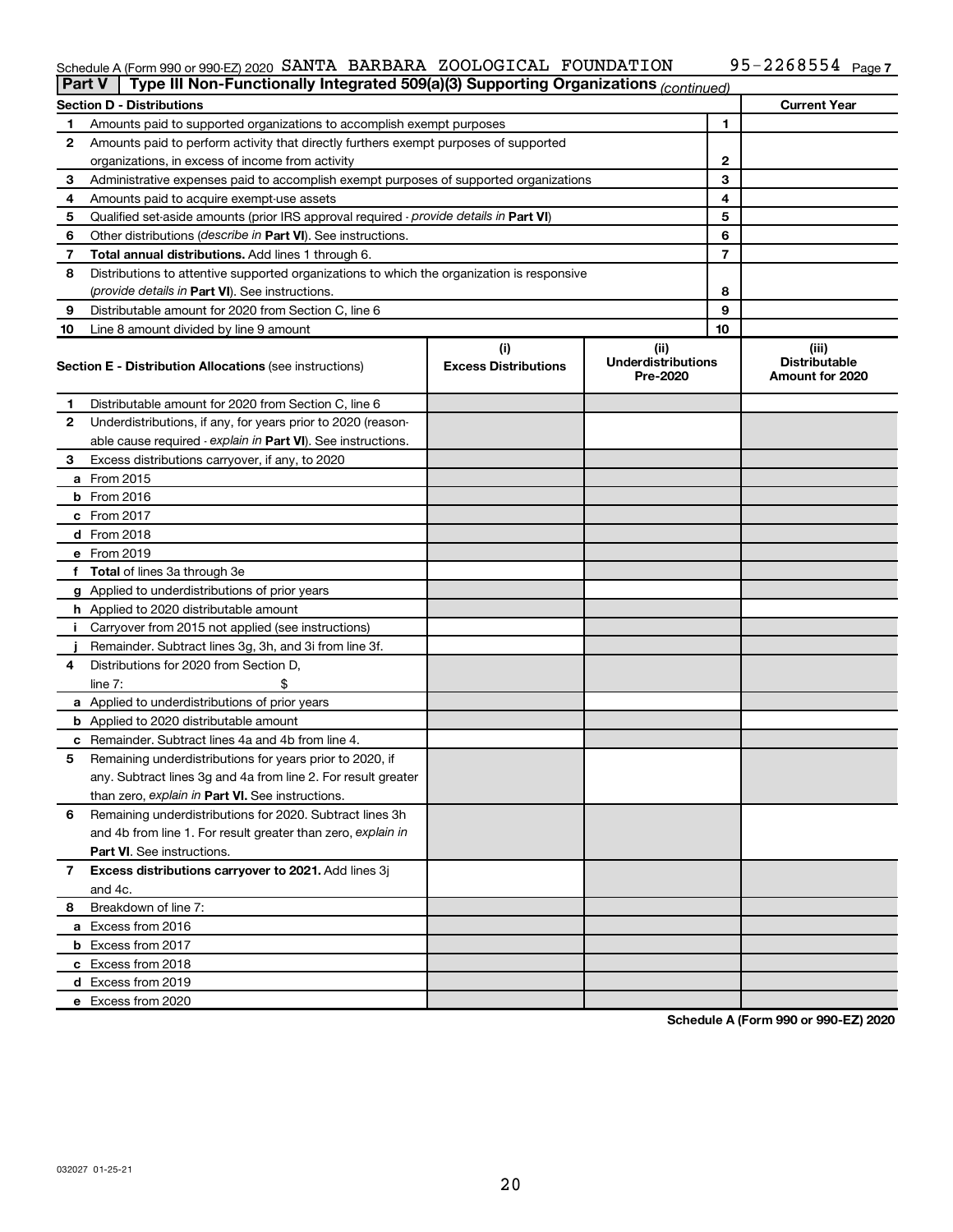Schedule A (Form 990 or 990-EZ) 2020 SANTA BARBARA ZOOLOGICAL FOUNDATION 95-2268554 Page 7

**Part V | Type III Non-Functionally Integrated 509(a)(3) Supporting Organizations** *(continued)*

| **Section D - Distributions** | | | **Current Year** |
|---|---|---|---|
| 1 | Amounts paid to supported organizations to accomplish exempt purposes | 1 | |
| 2 | Amounts paid to perform activity that directly furthers exempt purposes of supported organizations, in excess of income from activity | 2 | |
| 3 | Administrative expenses paid to accomplish exempt purposes of supported organizations | 3 | |
| 4 | Amounts paid to acquire exempt-use assets | 4 | |
| 5 | Qualified set-aside amounts (prior IRS approval required - *provide details in* **Part VI**) | 5 | |
| 6 | Other distributions (*describe in* **Part VI**). See instructions. | 6 | |
| 7 | **Total annual distributions.** Add lines 1 through 6. | 7 | |
| 8 | Distributions to attentive supported organizations to which the organization is responsive (*provide details in* **Part VI**). See instructions. | 8 | |
| 9 | Distributable amount for 2020 from Section C, line 6 | 9 | |
| 10 | Line 8 amount divided by line 9 amount | 10 | |

| **Section E - Distribution Allocations** (see instructions) | (i) **Excess Distributions** | (ii) **Underdistributions Pre-2020** | (iii) **Distributable Amount for 2020** |
|---|---|---|---|
| **1** Distributable amount for 2020 from Section C, line 6 | | | |
| **2** Underdistributions, if any, for years prior to 2020 (reasonable cause required - *explain in* **Part VI**). See instructions. | | | |
| **3** Excess distributions carryover, if any, to 2020 | | | |
| **a** From 2015 | | | |
| **b** From 2016 | | | |
| **c** From 2017 | | | |
| **d** From 2018 | | | |
| **e** From 2019 | | | |
| **f** **Total** of lines 3a through 3e | | | |
| **g** Applied to underdistributions of prior years | | | |
| **h** Applied to 2020 distributable amount | | | |
| **i** Carryover from 2015 not applied (see instructions) | | | |
| **j** Remainder. Subtract lines 3g, 3h, and 3i from line 3f. | | | |
| **4** Distributions for 2020 from Section D, line 7: $ | | | |
| **a** Applied to underdistributions of prior years | | | |
| **b** Applied to 2020 distributable amount | | | |
| **c** Remainder. Subtract lines 4a and 4b from line 4. | | | |
| **5** Remaining underdistributions for years prior to 2020, if any. Subtract lines 3g and 4a from line 2. For result greater than zero, *explain in* **Part VI.** See instructions. | | | |
| **6** Remaining underdistributions for 2020. Subtract lines 3h and 4b from line 1. For result greater than zero, *explain in* **Part VI**. See instructions. | | | |
| **7** **Excess distributions carryover to 2021.** Add lines 3j and 4c. | | | |
| **8** Breakdown of line 7: | | | |
| **a** Excess from 2016 | | | |
| **b** Excess from 2017 | | | |
| **c** Excess from 2018 | | | |
| **d** Excess from 2019 | | | |
| **e** Excess from 2020 | | | |

**Schedule A (Form 990 or 990-EZ) 2020**

032027 01-25-21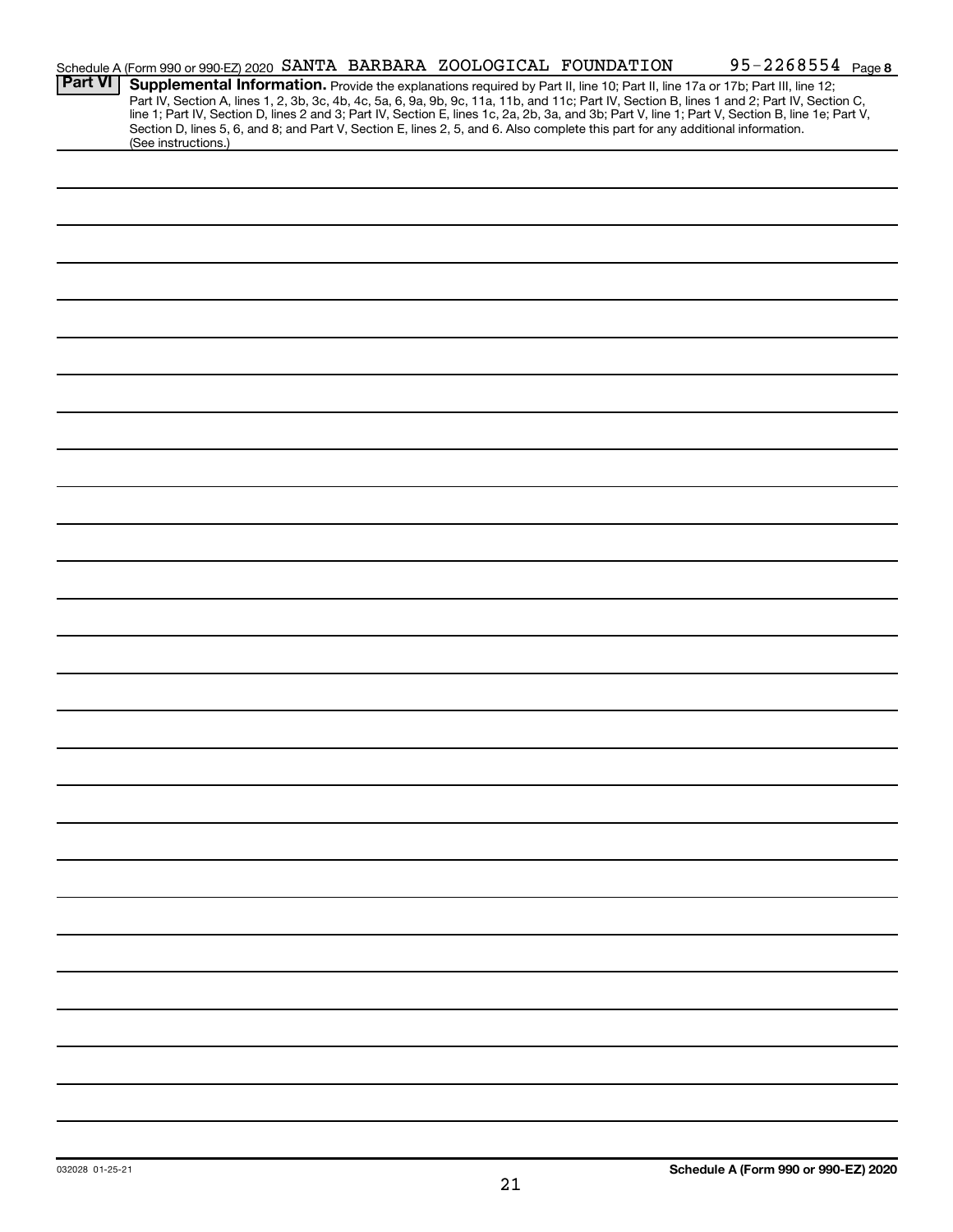Schedule A (Form 990 or 990-EZ) 2020 SANTA BARBARA ZOOLOGICAL FOUNDATION 95-2268554 Page 8

**Part VI** **Supplemental Information.** Provide the explanations required by Part II, line 10; Part II, line 17a or 17b; Part III, line 12; Part IV, Section A, lines 1, 2, 3b, 3c, 4b, 4c, 5a, 6, 9a, 9b, 9c, 11a, 11b, and 11c; Part IV, Section B, lines 1 and 2; Part IV, Section C, line 1; Part IV, Section D, lines 2 and 3; Part IV, Section E, lines 1c, 2a, 2b, 3a, and 3b; Part V, line 1; Part V, Section B, line 1e; Part V, Section D, lines 5, 6, and 8; and Part V, Section E, lines 2, 5, and 6. Also complete this part for any additional information. (See instructions.)

032028 01-25-21

**Schedule A (Form 990 or 990-EZ) 2020**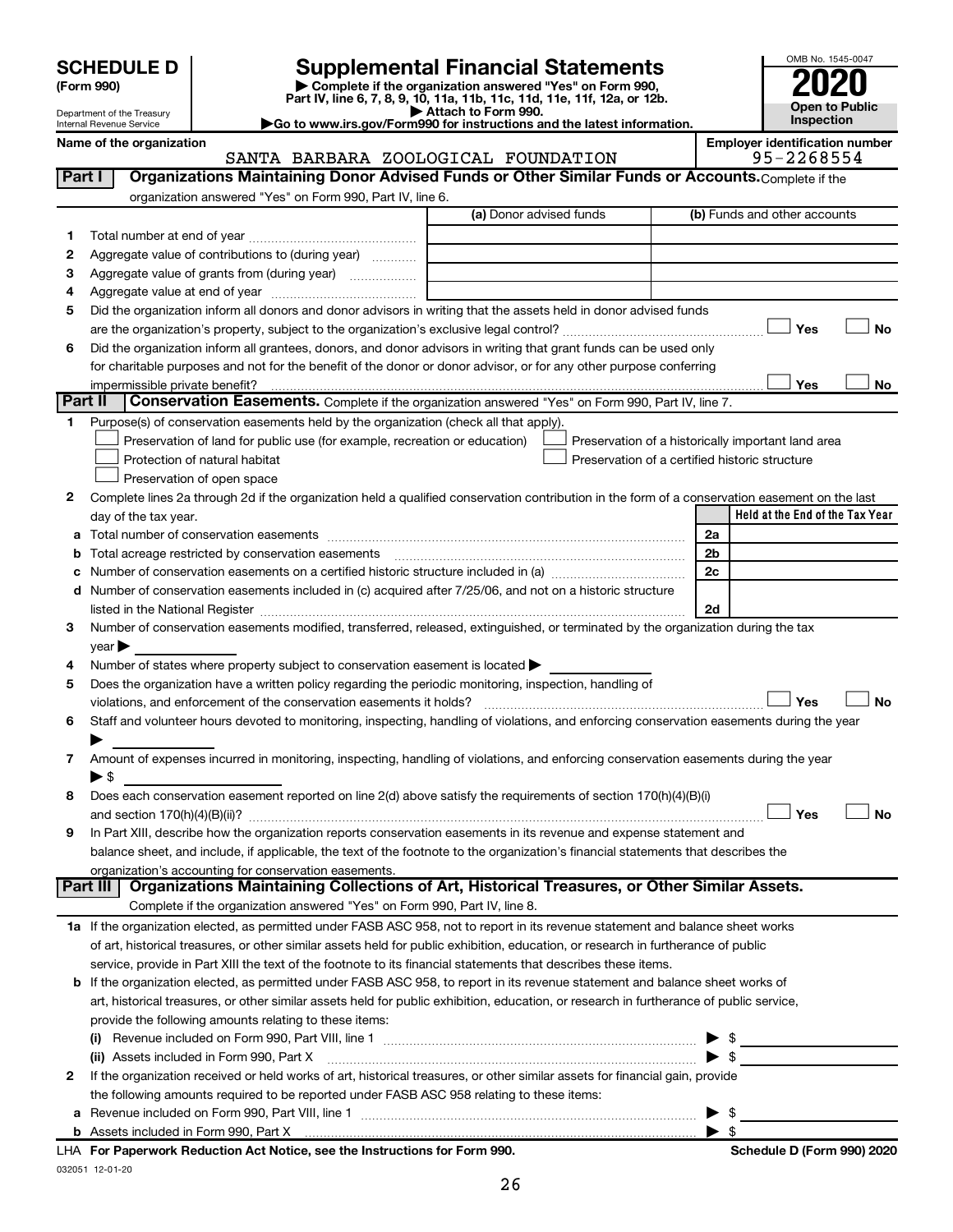# SCHEDULE D (Form 990)

Department of the Treasury
Internal Revenue Service

## Supplemental Financial Statements

▶ Complete if the organization answered "Yes" on Form 990, Part IV, line 6, 7, 8, 9, 10, 11a, 11b, 11c, 11d, 11e, 11f, 12a, or 12b.
▶ Attach to Form 990.
▶Go to www.irs.gov/Form990 for instructions and the latest information.

OMB No. 1545-0047
**2020**
**Open to Public Inspection**

**Name of the organization:** SANTA BARBARA ZOOLOGICAL FOUNDATION
**Employer identification number:** 95-2268554

### Part I — Organizations Maintaining Donor Advised Funds or Other Similar Funds or Accounts. 
Complete if the organization answered "Yes" on Form 990, Part IV, line 6.

| | | (a) Donor advised funds | (b) Funds and other accounts |
|---|---|---|---|
| 1 | Total number at end of year | | |
| 2 | Aggregate value of contributions to (during year) | | |
| 3 | Aggregate value of grants from (during year) | | |
| 4 | Aggregate value at end of year | | |

5 Did the organization inform all donors and donor advisors in writing that the assets held in donor advised funds are the organization's property, subject to the organization's exclusive legal control? ☐ Yes ☐ No

6 Did the organization inform all grantees, donors, and donor advisors in writing that grant funds can be used only for charitable purposes and not for the benefit of the donor or donor advisor, or for any other purpose conferring impermissible private benefit? ☐ Yes ☐ No

### Part II — Conservation Easements. 
Complete if the organization answered "Yes" on Form 990, Part IV, line 7.

1 Purpose(s) of conservation easements held by the organization (check all that apply).
- ☐ Preservation of land for public use (for example, recreation or education)
- ☐ Preservation of a historically important land area
- ☐ Protection of natural habitat
- ☐ Preservation of a certified historic structure
- ☐ Preservation of open space

2 Complete lines 2a through 2d if the organization held a qualified conservation contribution in the form of a conservation easement on the last day of the tax year.

| | | | Held at the End of the Tax Year |
|---|---|---|---|
| a | Total number of conservation easements | 2a | |
| b | Total acreage restricted by conservation easements | 2b | |
| c | Number of conservation easements on a certified historic structure included in (a) | 2c | |
| d | Number of conservation easements included in (c) acquired after 7/25/06, and not on a historic structure listed in the National Register | 2d | |

3 Number of conservation easements modified, transferred, released, extinguished, or terminated by the organization during the tax year ▶

4 Number of states where property subject to conservation easement is located ▶

5 Does the organization have a written policy regarding the periodic monitoring, inspection, handling of violations, and enforcement of the conservation easements it holds? ☐ Yes ☐ No

6 Staff and volunteer hours devoted to monitoring, inspecting, handling of violations, and enforcing conservation easements during the year ▶

7 Amount of expenses incurred in monitoring, inspecting, handling of violations, and enforcing conservation easements during the year ▶ $

8 Does each conservation easement reported on line 2(d) above satisfy the requirements of section 170(h)(4)(B)(i) and section 170(h)(4)(B)(ii)? ☐ Yes ☐ No

9 In Part XIII, describe how the organization reports conservation easements in its revenue and expense statement and balance sheet, and include, if applicable, the text of the footnote to the organization's financial statements that describes the organization's accounting for conservation easements.

### Part III — Organizations Maintaining Collections of Art, Historical Treasures, or Other Similar Assets.
Complete if the organization answered "Yes" on Form 990, Part IV, line 8.

1a If the organization elected, as permitted under FASB ASC 958, not to report in its revenue statement and balance sheet works of art, historical treasures, or other similar assets held for public exhibition, education, or research in furtherance of public service, provide in Part XIII the text of the footnote to its financial statements that describes these items.

b If the organization elected, as permitted under FASB ASC 958, to report in its revenue statement and balance sheet works of art, historical treasures, or other similar assets held for public exhibition, education, or research in furtherance of public service, provide the following amounts relating to these items:

(i) Revenue included on Form 990, Part VIII, line 1 ▶ $

(ii) Assets included in Form 990, Part X ▶ $

2 If the organization received or held works of art, historical treasures, or other similar assets for financial gain, provide the following amounts required to be reported under FASB ASC 958 relating to these items:

a Revenue included on Form 990, Part VIII, line 1 ▶ $

b Assets included in Form 990, Part X ▶ $

LHA For Paperwork Reduction Act Notice, see the Instructions for Form 990. — Schedule D (Form 990) 2020

032051 12-01-20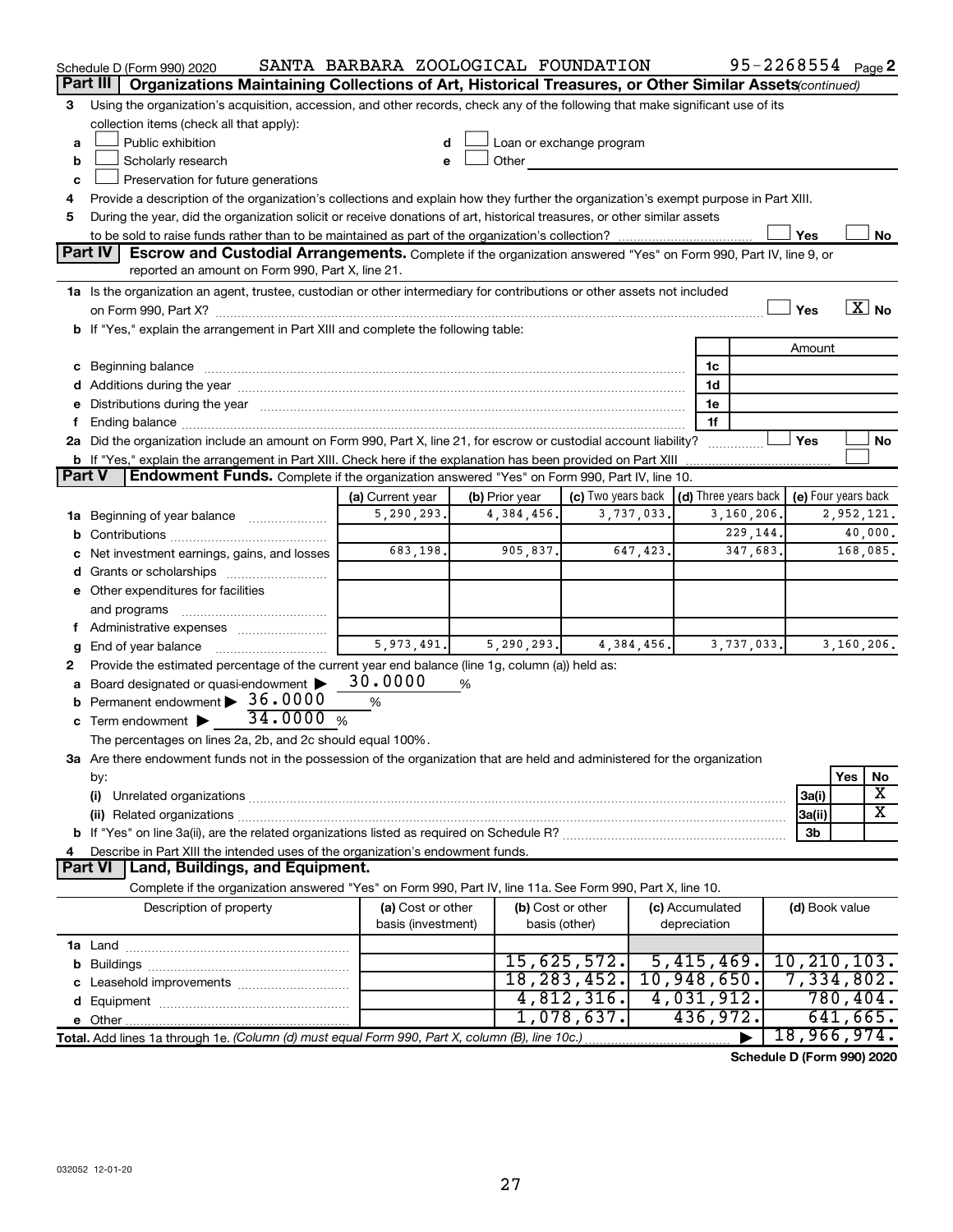Schedule D (Form 990) 2020 SANTA BARBARA ZOOLOGICAL FOUNDATION 95-2268554 Page 2

**Part III | Organizations Maintaining Collections of Art, Historical Treasures, or Other Similar Assets** *(continued)*

3 Using the organization's acquisition, accession, and other records, check any of the following that make significant use of its collection items (check all that apply):

- a ☐ Public exhibition
- b ☐ Scholarly research
- c ☐ Preservation for future generations
- d ☐ Loan or exchange program
- e ☐ Other

4 Provide a description of the organization's collections and explain how they further the organization's exempt purpose in Part XIII.

5 During the year, did the organization solicit or receive donations of art, historical treasures, or other similar assets to be sold to raise funds rather than to be maintained as part of the organization's collection? ☐ Yes ☐ No

**Part IV | Escrow and Custodial Arrangements.** Complete if the organization answered "Yes" on Form 990, Part IV, line 9, or reported an amount on Form 990, Part X, line 21.

1a Is the organization an agent, trustee, custodian or other intermediary for contributions or other assets not included on Form 990, Part X? ☐ Yes ☒ No

b If "Yes," explain the arrangement in Part XIII and complete the following table:

| | | Amount |
|---|---|---|
| c Beginning balance | 1c | |
| d Additions during the year | 1d | |
| e Distributions during the year | 1e | |
| f Ending balance | 1f | |

2a Did the organization include an amount on Form 990, Part X, line 21, for escrow or custodial account liability? ☐ Yes ☐ No

b If "Yes," explain the arrangement in Part XIII. Check here if the explanation has been provided on Part XIII ☐

**Part V | Endowment Funds.** Complete if the organization answered "Yes" on Form 990, Part IV, line 10.

| | (a) Current year | (b) Prior year | (c) Two years back | (d) Three years back | (e) Four years back |
|---|---|---|---|---|---|
| 1a Beginning of year balance | 5,290,293. | 4,384,456. | 3,737,033. | 3,160,206. | 2,952,121. |
| b Contributions | | | | 229,144. | 40,000. |
| c Net investment earnings, gains, and losses | 683,198. | 905,837. | 647,423. | 347,683. | 168,085. |
| d Grants or scholarships | | | | | |
| e Other expenditures for facilities and programs | | | | | |
| f Administrative expenses | | | | | |
| g End of year balance | 5,973,491. | 5,290,293. | 4,384,456. | 3,737,033. | 3,160,206. |

2 Provide the estimated percentage of the current year end balance (line 1g, column (a)) held as:

a Board designated or quasi-endowment ▶ 30.0000 %

b Permanent endowment ▶ 36.0000 %

c Term endowment ▶ 34.0000 %

The percentages on lines 2a, 2b, and 2c should equal 100%.

3a Are there endowment funds not in the possession of the organization that are held and administered for the organization by:

| | | Yes | No |
|---|---|---|---|
| (i) Unrelated organizations | 3a(i) | | X |
| (ii) Related organizations | 3a(ii) | | X |
| b If "Yes" on line 3a(ii), are the related organizations listed as required on Schedule R? | 3b | | |

4 Describe in Part XIII the intended uses of the organization's endowment funds.

**Part VI | Land, Buildings, and Equipment.**

Complete if the organization answered "Yes" on Form 990, Part IV, line 11a. See Form 990, Part X, line 10.

| Description of property | (a) Cost or other basis (investment) | (b) Cost or other basis (other) | (c) Accumulated depreciation | (d) Book value |
|---|---|---|---|---|
| 1a Land | | | | |
| b Buildings | | 15,625,572. | 5,415,469. | 10,210,103. |
| c Leasehold improvements | | 18,283,452. | 10,948,650. | 7,334,802. |
| d Equipment | | 4,812,316. | 4,031,912. | 780,404. |
| e Other | | 1,078,637. | 436,972. | 641,665. |
| **Total.** Add lines 1a through 1e. *(Column (d) must equal Form 990, Part X, column (B), line 10c.)* | | | ▶ | 18,966,974. |

**Schedule D (Form 990) 2020**

032052 12-01-20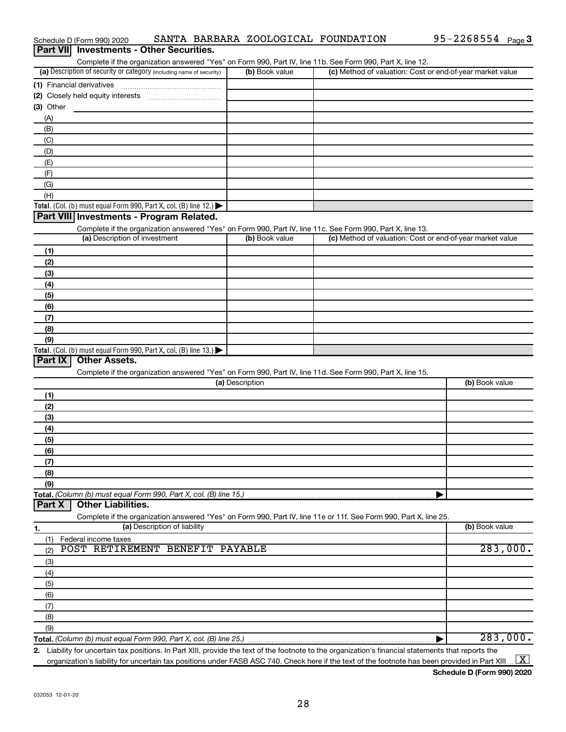Schedule D (Form 990) 2020 SANTA BARBARA ZOOLOGICAL FOUNDATION 95-2268554 Page 3

## Part VII Investments - Other Securities.

Complete if the organization answered "Yes" on Form 990, Part IV, line 11b. See Form 990, Part X, line 12.

| (a) Description of security or category (including name of security) | (b) Book value | (c) Method of valuation: Cost or end-of-year market value |
|---|---|---|
| (1) Financial derivatives | | |
| (2) Closely held equity interests | | |
| (3) Other | | |
| (A) | | |
| (B) | | |
| (C) | | |
| (D) | | |
| (E) | | |
| (F) | | |
| (G) | | |
| (H) | | |
| **Total.** (Col. (b) must equal Form 990, Part X, col. (B) line 12.) ▶ | | |

## Part VIII Investments - Program Related.

Complete if the organization answered "Yes" on Form 990, Part IV, line 11c. See Form 990, Part X, line 13.

| (a) Description of investment | (b) Book value | (c) Method of valuation: Cost or end-of-year market value |
|---|---|---|
| (1) | | |
| (2) | | |
| (3) | | |
| (4) | | |
| (5) | | |
| (6) | | |
| (7) | | |
| (8) | | |
| (9) | | |
| **Total.** (Col. (b) must equal Form 990, Part X, col. (B) line 13.) ▶ | | |

## Part IX Other Assets.

Complete if the organization answered "Yes" on Form 990, Part IV, line 11d. See Form 990, Part X, line 15.

| (a) Description | (b) Book value |
|---|---|
| (1) | |
| (2) | |
| (3) | |
| (4) | |
| (5) | |
| (6) | |
| (7) | |
| (8) | |
| (9) | |
| **Total.** *(Column (b) must equal Form 990, Part X, col. (B) line 15.)* ▶ | |

## Part X Other Liabilities.

Complete if the organization answered "Yes" on Form 990, Part IV, line 11e or 11f. See Form 990, Part X, line 25.

| 1. (a) Description of liability | (b) Book value |
|---|---|
| (1) Federal income taxes | |
| (2) POST RETIREMENT BENEFIT PAYABLE | 283,000. |
| (3) | |
| (4) | |
| (5) | |
| (6) | |
| (7) | |
| (8) | |
| (9) | |
| **Total.** *(Column (b) must equal Form 990, Part X, col. (B) line 25.)* ▶ | 283,000. |

2. Liability for uncertain tax positions. In Part XIII, provide the text of the footnote to the organization's financial statements that reports the organization's liability for uncertain tax positions under FASB ASC 740. Check here if the text of the footnote has been provided in Part XIII [X]

**Schedule D (Form 990) 2020**

032053 12-01-20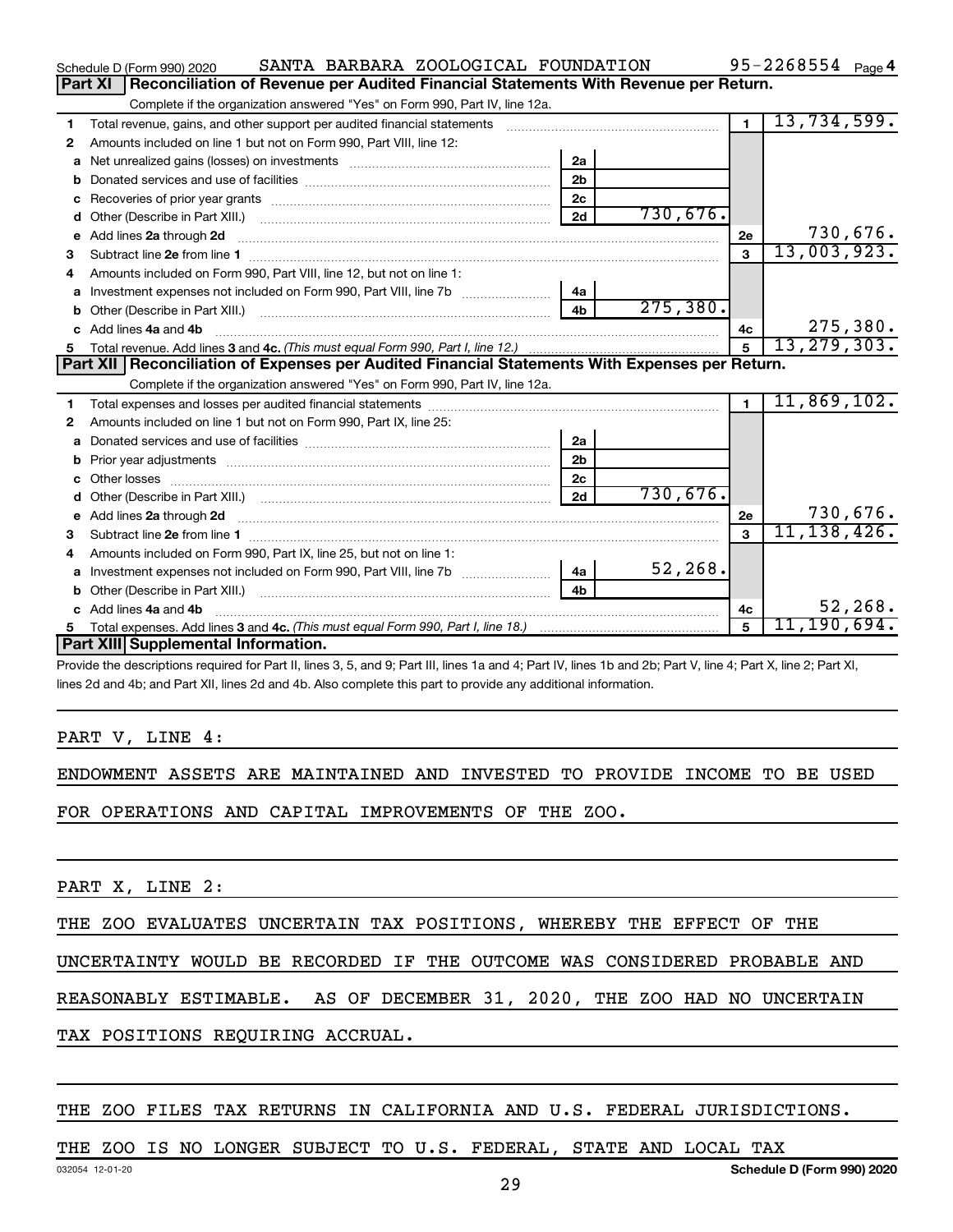Schedule D (Form 990) 2020 SANTA BARBARA ZOOLOGICAL FOUNDATION 95-2268554 Page 4

## Part XI Reconciliation of Revenue per Audited Financial Statements With Revenue per Return.

Complete if the organization answered "Yes" on Form 990, Part IV, line 12a.

| | | | | | |
|---|---|---|---|---|---|
| 1 | Total revenue, gains, and other support per audited financial statements | | | 1 | 13,734,599. |
| 2 | Amounts included on line 1 but not on Form 990, Part VIII, line 12: | | | | |
| a | Net unrealized gains (losses) on investments | 2a | | | |
| b | Donated services and use of facilities | 2b | | | |
| c | Recoveries of prior year grants | 2c | | | |
| d | Other (Describe in Part XIII.) | 2d | 730,676. | | |
| e | Add lines 2a through 2d | | | 2e | 730,676. |
| 3 | Subtract line 2e from line 1 | | | 3 | 13,003,923. |
| 4 | Amounts included on Form 990, Part VIII, line 12, but not on line 1: | | | | |
| a | Investment expenses not included on Form 990, Part VIII, line 7b | 4a | | | |
| b | Other (Describe in Part XIII.) | 4b | 275,380. | | |
| c | Add lines 4a and 4b | | | 4c | 275,380. |
| 5 | Total revenue. Add lines 3 and 4c. *(This must equal Form 990, Part I, line 12.)* | | | 5 | 13,279,303. |

## Part XII Reconciliation of Expenses per Audited Financial Statements With Expenses per Return.

Complete if the organization answered "Yes" on Form 990, Part IV, line 12a.

| | | | | | |
|---|---|---|---|---|---|
| 1 | Total expenses and losses per audited financial statements | | | 1 | 11,869,102. |
| 2 | Amounts included on line 1 but not on Form 990, Part IX, line 25: | | | | |
| a | Donated services and use of facilities | 2a | | | |
| b | Prior year adjustments | 2b | | | |
| c | Other losses | 2c | | | |
| d | Other (Describe in Part XIII.) | 2d | 730,676. | | |
| e | Add lines 2a through 2d | | | 2e | 730,676. |
| 3 | Subtract line 2e from line 1 | | | 3 | 11,138,426. |
| 4 | Amounts included on Form 990, Part IX, line 25, but not on line 1: | | | | |
| a | Investment expenses not included on Form 990, Part VIII, line 7b | 4a | 52,268. | | |
| b | Other (Describe in Part XIII.) | 4b | | | |
| c | Add lines 4a and 4b | | | 4c | 52,268. |
| 5 | Total expenses. Add lines 3 and 4c. *(This must equal Form 990, Part I, line 18.)* | | | 5 | 11,190,694. |

## Part XIII Supplemental Information.

Provide the descriptions required for Part II, lines 3, 5, and 9; Part III, lines 1a and 4; Part IV, lines 1b and 2b; Part V, line 4; Part X, line 2; Part XI, lines 2d and 4b; and Part XII, lines 2d and 4b. Also complete this part to provide any additional information.

PART V, LINE 4:

ENDOWMENT ASSETS ARE MAINTAINED AND INVESTED TO PROVIDE INCOME TO BE USED FOR OPERATIONS AND CAPITAL IMPROVEMENTS OF THE ZOO.

PART X, LINE 2:

THE ZOO EVALUATES UNCERTAIN TAX POSITIONS, WHEREBY THE EFFECT OF THE UNCERTAINTY WOULD BE RECORDED IF THE OUTCOME WAS CONSIDERED PROBABLE AND REASONABLY ESTIMABLE. AS OF DECEMBER 31, 2020, THE ZOO HAD NO UNCERTAIN TAX POSITIONS REQUIRING ACCRUAL.

THE ZOO FILES TAX RETURNS IN CALIFORNIA AND U.S. FEDERAL JURISDICTIONS.

THE ZOO IS NO LONGER SUBJECT TO U.S. FEDERAL, STATE AND LOCAL TAX

032054 12-01-20 Schedule D (Form 990) 2020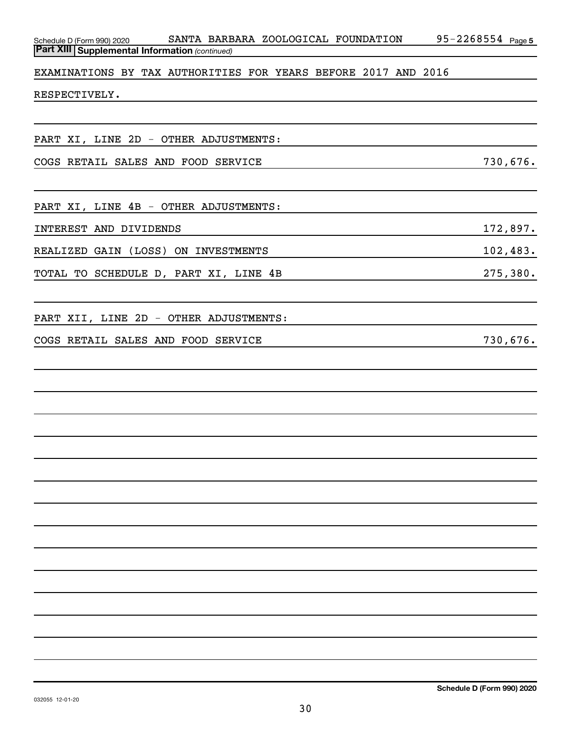## Part XIII Supplemental Information *(continued)*

EXAMINATIONS BY TAX AUTHORITIES FOR YEARS BEFORE 2017 AND 2016 RESPECTIVELY.

PART XI, LINE 2D - OTHER ADJUSTMENTS:

| | |
|---|---|
| COGS RETAIL SALES AND FOOD SERVICE | 730,676. |

PART XI, LINE 4B - OTHER ADJUSTMENTS:

| | |
|---|---|
| INTEREST AND DIVIDENDS | 172,897. |
| REALIZED GAIN (LOSS) ON INVESTMENTS | 102,483. |
| TOTAL TO SCHEDULE D, PART XI, LINE 4B | 275,380. |

PART XII, LINE 2D - OTHER ADJUSTMENTS:

| | |
|---|---|
| COGS RETAIL SALES AND FOOD SERVICE | 730,676. |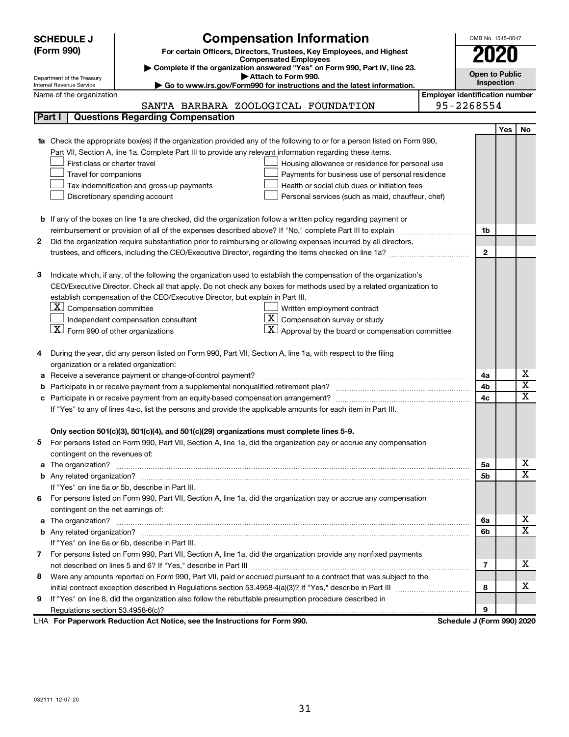**SCHEDULE J (Form 990)**

# Compensation Information

**For certain Officers, Directors, Trustees, Key Employees, and Highest Compensated Employees**

▶ Complete if the organization answered "Yes" on Form 990, Part IV, line 23.

▶ Attach to Form 990.

▶ Go to www.irs.gov/Form990 for instructions and the latest information.

Department of the Treasury Internal Revenue Service

OMB No. 1545-0047

**2020**

**Open to Public Inspection**

Name of the organization: SANTA BARBARA ZOOLOGICAL FOUNDATION

Employer identification number: 95-2268554

**Part I | Questions Regarding Compensation**

| | | | Yes | No |
|---|---|---|---|---|
| **1a** | Check the appropriate box(es) if the organization provided any of the following to or for a person listed on Form 990, Part VII, Section A, line 1a. Complete Part III to provide any relevant information regarding these items.<br>☐ First-class or charter travel ☐ Housing allowance or residence for personal use<br>☐ Travel for companions ☐ Payments for business use of personal residence<br>☐ Tax indemnification and gross-up payments ☐ Health or social club dues or initiation fees<br>☐ Discretionary spending account ☐ Personal services (such as maid, chauffeur, chef) | | | |
| **b** | If any of the boxes on line 1a are checked, did the organization follow a written policy regarding payment or reimbursement or provision of all of the expenses described above? If "No," complete Part III to explain | 1b | | |
| **2** | Did the organization require substantiation prior to reimbursing or allowing expenses incurred by all directors, trustees, and officers, including the CEO/Executive Director, regarding the items checked on line 1a? | 2 | | |
| **3** | Indicate which, if any, of the following the organization used to establish the compensation of the organization's CEO/Executive Director. Check all that apply. Do not check any boxes for methods used by a related organization to establish compensation of the CEO/Executive Director, but explain in Part III.<br>☒ Compensation committee ☐ Written employment contract<br>☐ Independent compensation consultant ☒ Compensation survey or study<br>☒ Form 990 of other organizations ☒ Approval by the board or compensation committee | | | |
| **4** | During the year, did any person listed on Form 990, Part VII, Section A, line 1a, with respect to the filing organization or a related organization: | | | |
| **a** | Receive a severance payment or change-of-control payment? | 4a | | X |
| **b** | Participate in or receive payment from a supplemental nonqualified retirement plan? | 4b | | X |
| **c** | Participate in or receive payment from an equity-based compensation arrangement? | 4c | | X |
| | If "Yes" to any of lines 4a-c, list the persons and provide the applicable amounts for each item in Part III. | | | |
| | **Only section 501(c)(3), 501(c)(4), and 501(c)(29) organizations must complete lines 5-9.** | | | |
| **5** | For persons listed on Form 990, Part VII, Section A, line 1a, did the organization pay or accrue any compensation contingent on the revenues of: | | | |
| **a** | The organization? | 5a | | X |
| **b** | Any related organization? | 5b | | X |
| | If "Yes" on line 5a or 5b, describe in Part III. | | | |
| **6** | For persons listed on Form 990, Part VII, Section A, line 1a, did the organization pay or accrue any compensation contingent on the net earnings of: | | | |
| **a** | The organization? | 6a | | X |
| **b** | Any related organization? | 6b | | X |
| | If "Yes" on line 6a or 6b, describe in Part III. | | | |
| **7** | For persons listed on Form 990, Part VII, Section A, line 1a, did the organization provide any nonfixed payments not described on lines 5 and 6? If "Yes," describe in Part III | 7 | | X |
| **8** | Were any amounts reported on Form 990, Part VII, paid or accrued pursuant to a contract that was subject to the initial contract exception described in Regulations section 53.4958-4(a)(3)? If "Yes," describe in Part III | 8 | | X |
| **9** | If "Yes" on line 8, did the organization also follow the rebuttable presumption procedure described in Regulations section 53.4958-6(c)? | 9 | | |

LHA **For Paperwork Reduction Act Notice, see the Instructions for Form 990.**

**Schedule J (Form 990) 2020**

032111 12-07-20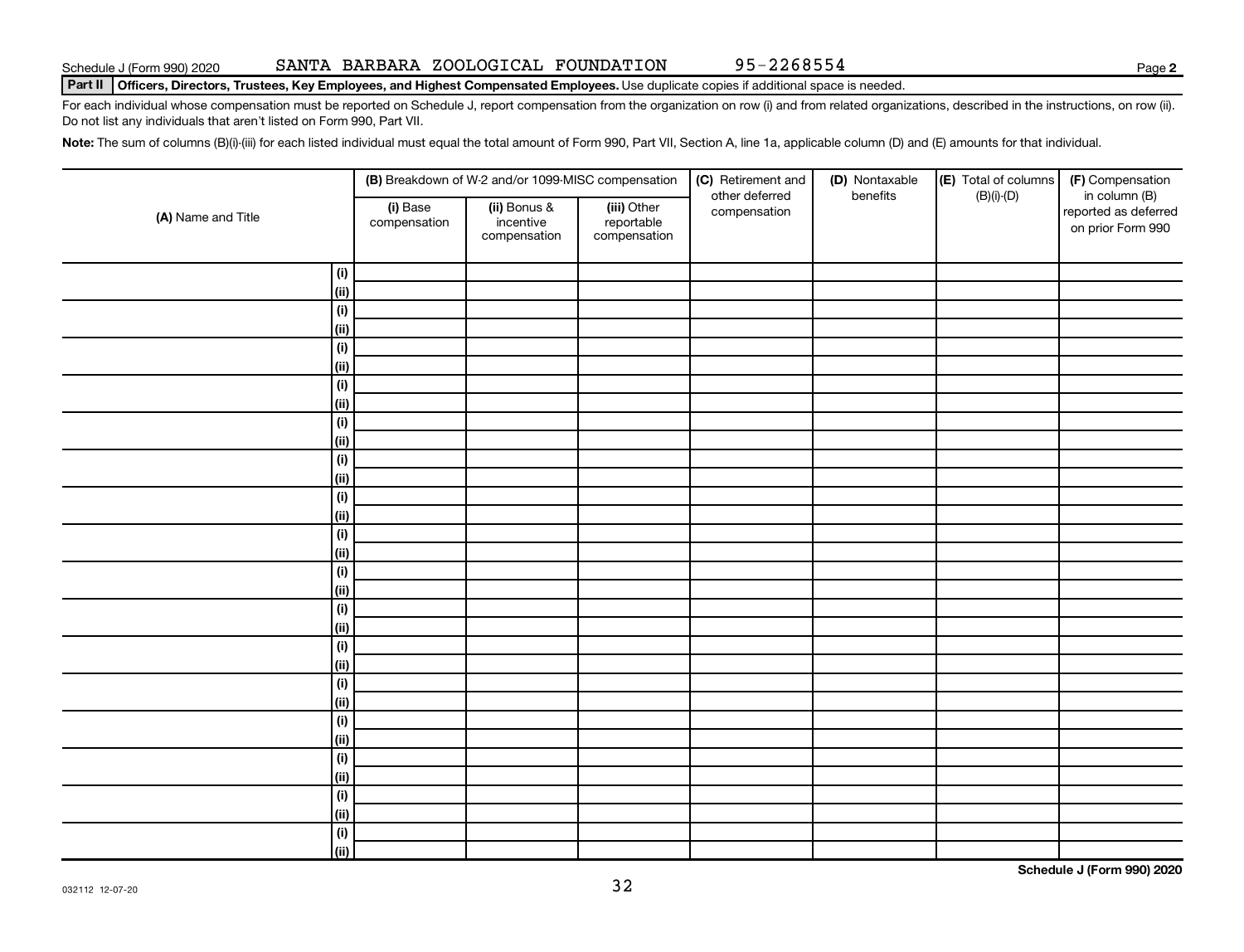Schedule J (Form 990) 2020 SANTA BARBARA ZOOLOGICAL FOUNDATION 95-2268554

**Part II** **Officers, Directors, Trustees, Key Employees, and Highest Compensated Employees.** Use duplicate copies if additional space is needed.

For each individual whose compensation must be reported on Schedule J, report compensation from the organization on row (i) and from related organizations, described in the instructions, on row (ii). Do not list any individuals that aren't listed on Form 990, Part VII.

**Note:** The sum of columns (B)(i)-(iii) for each listed individual must equal the total amount of Form 990, Part VII, Section A, line 1a, applicable column (D) and (E) amounts for that individual.

| (A) Name and Title | | (B) Breakdown of W-2 and/or 1099-MISC compensation | | | (C) Retirement and other deferred compensation | (D) Nontaxable benefits | (E) Total of columns (B)(i)-(D) | (F) Compensation in column (B) reported as deferred on prior Form 990 |
|---|---|---|---|---|---|---|---|---|
| | | (i) Base compensation | (ii) Bonus & incentive compensation | (iii) Other reportable compensation | | | | |
| | (i) | | | | | | | |
| | (ii) | | | | | | | |
| | (i) | | | | | | | |
| | (ii) | | | | | | | |
| | (i) | | | | | | | |
| | (ii) | | | | | | | |
| | (i) | | | | | | | |
| | (ii) | | | | | | | |
| | (i) | | | | | | | |
| | (ii) | | | | | | | |
| | (i) | | | | | | | |
| | (ii) | | | | | | | |
| | (i) | | | | | | | |
| | (ii) | | | | | | | |
| | (i) | | | | | | | |
| | (ii) | | | | | | | |
| | (i) | | | | | | | |
| | (ii) | | | | | | | |
| | (i) | | | | | | | |
| | (ii) | | | | | | | |
| | (i) | | | | | | | |
| | (ii) | | | | | | | |
| | (i) | | | | | | | |
| | (ii) | | | | | | | |
| | (i) | | | | | | | |
| | (ii) | | | | | | | |
| | (i) | | | | | | | |
| | (ii) | | | | | | | |
| | (i) | | | | | | | |
| | (ii) | | | | | | | |
| | (i) | | | | | | | |
| | (ii) | | | | | | | |

032112 12-07-20

**Schedule J (Form 990) 2020**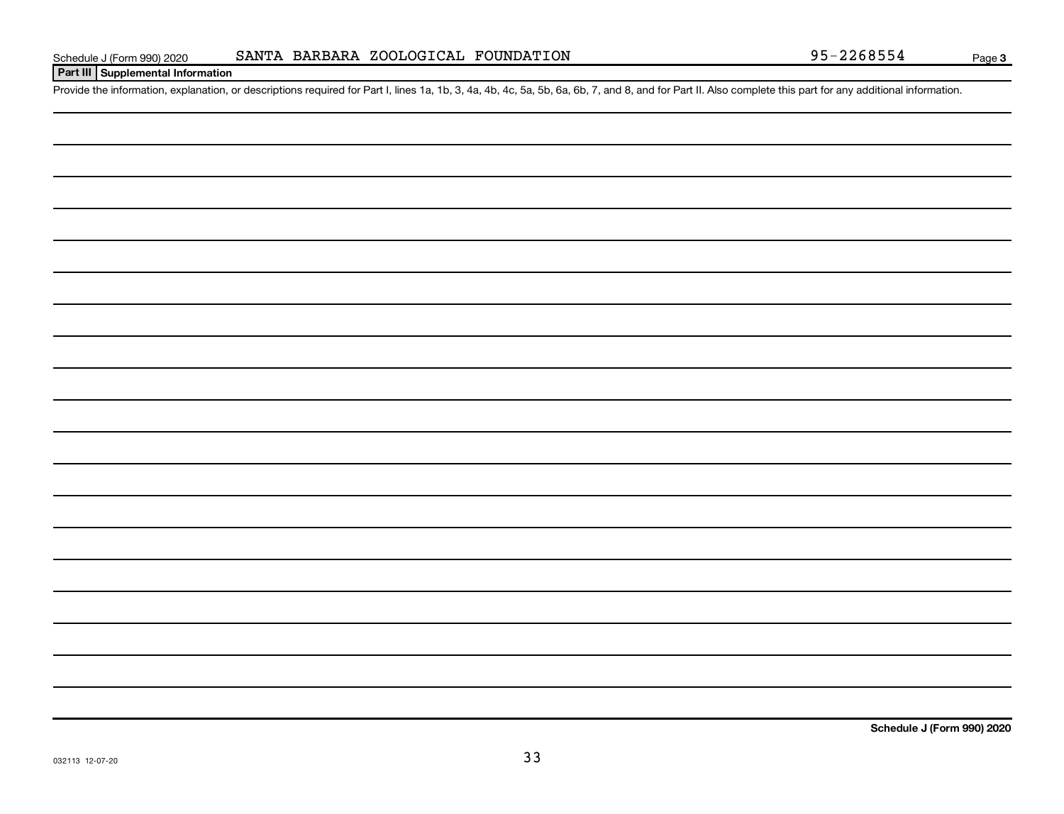Schedule J (Form 990) 2020 SANTA BARBARA ZOOLOGICAL FOUNDATION 95-2268554 Page 3

**Part III Supplemental Information**

Provide the information, explanation, or descriptions required for Part I, lines 1a, 1b, 3, 4a, 4b, 4c, 5a, 5b, 6a, 6b, 7, and 8, and for Part II. Also complete this part for any additional information.

**Schedule J (Form 990) 2020**

032113 12-07-20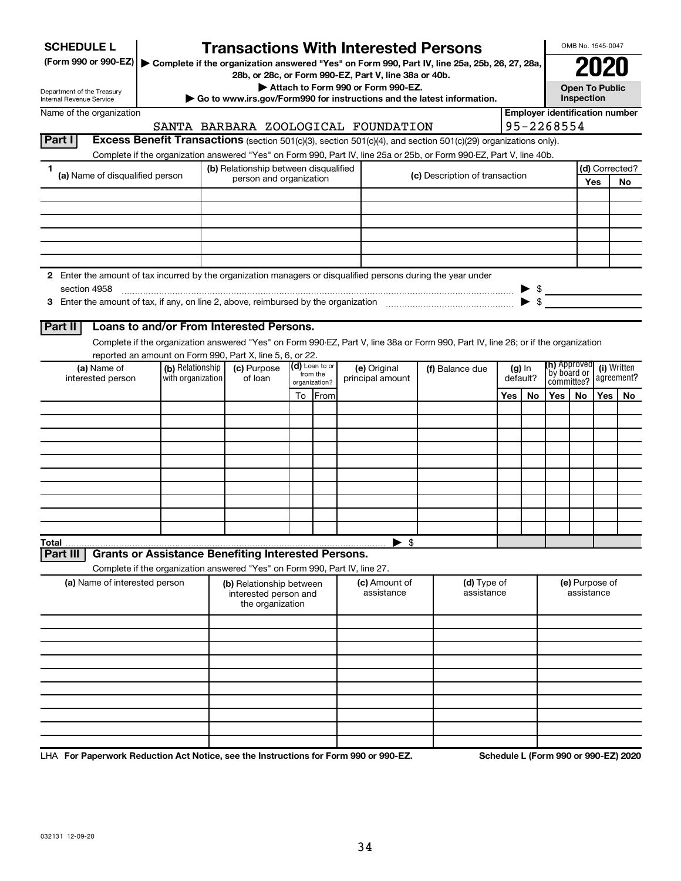**SCHEDULE L**
**(Form 990 or 990-EZ)**

Department of the Treasury
Internal Revenue Service

# Transactions With Interested Persons

▶ **Complete if the organization answered "Yes" on Form 990, Part IV, line 25a, 25b, 26, 27, 28a, 28b, or 28c, or Form 990-EZ, Part V, line 38a or 40b.**
▶ **Attach to Form 990 or Form 990-EZ.**
▶ **Go to www.irs.gov/Form990 for instructions and the latest information.**

OMB No. 1545-0047

**2020**

**Open To Public Inspection**

Name of the organization: SANTA BARBARA ZOOLOGICAL FOUNDATION

**Employer identification number:** 95-2268554

## Part I Excess Benefit Transactions (section 501(c)(3), section 501(c)(4), and section 501(c)(29) organizations only).

Complete if the organization answered "Yes" on Form 990, Part IV, line 25a or 25b, or Form 990-EZ, Part V, line 40b.

| 1 (a) Name of disqualified person | (b) Relationship between disqualified person and organization | (c) Description of transaction | (d) Corrected? Yes | No |
|---|---|---|---|---|
| | | | | |
| | | | | |
| | | | | |
| | | | | |
| | | | | |
| | | | | |

**2** Enter the amount of tax incurred by the organization managers or disqualified persons during the year under section 4958 ▶ $

**3** Enter the amount of tax, if any, on line 2, above, reimbursed by the organization ▶ $

## Part II Loans to and/or From Interested Persons.

Complete if the organization answered "Yes" on Form 990-EZ, Part V, line 38a or Form 990, Part IV, line 26; or if the organization reported an amount on Form 990, Part X, line 5, 6, or 22.

| (a) Name of interested person | (b) Relationship with organization | (c) Purpose of loan | (d) Loan to or from the organization? To | From | (e) Original principal amount | (f) Balance due | (g) In default? Yes | No | (h) Approved by board or committee? Yes | No | (i) Written agreement? Yes | No |
|---|---|---|---|---|---|---|---|---|---|---|---|---|
| | | | | | | | | | | | | |
| | | | | | | | | | | | | |
| | | | | | | | | | | | | |
| | | | | | | | | | | | | |
| | | | | | | | | | | | | |
| | | | | | | | | | | | | |
| | | | | | | | | | | | | |
| | | | | | | | | | | | | |
| | | | | | | | | | | | | |
| | | | | | | | | | | | | |
| **Total** | | | | | ▶ $ | | | | | | | |

## Part III Grants or Assistance Benefiting Interested Persons.

Complete if the organization answered "Yes" on Form 990, Part IV, line 27.

| (a) Name of interested person | (b) Relationship between interested person and the organization | (c) Amount of assistance | (d) Type of assistance | (e) Purpose of assistance |
|---|---|---|---|---|
| | | | | |
| | | | | |
| | | | | |
| | | | | |
| | | | | |
| | | | | |
| | | | | |
| | | | | |
| | | | | |
| | | | | |

LHA **For Paperwork Reduction Act Notice, see the Instructions for Form 990 or 990-EZ.** **Schedule L (Form 990 or 990-EZ) 2020**

032131 12-09-20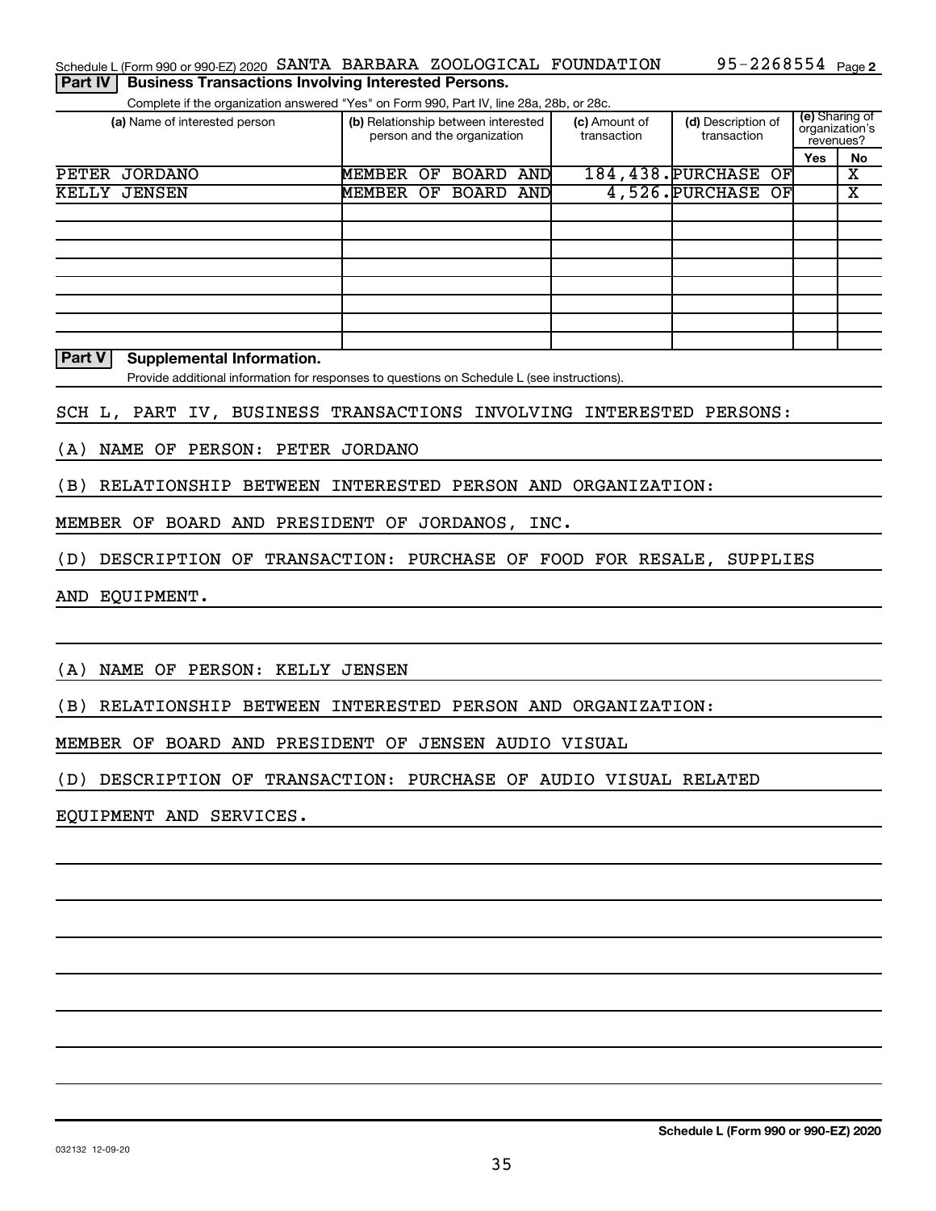Schedule L (Form 990 or 990-EZ) 2020 SANTA BARBARA ZOOLOGICAL FOUNDATION 95-2268554 Page 2

**Part IV | Business Transactions Involving Interested Persons.**

Complete if the organization answered "Yes" on Form 990, Part IV, line 28a, 28b, or 28c.

| (a) Name of interested person | (b) Relationship between interested person and the organization | (c) Amount of transaction | (d) Description of transaction | (e) Sharing of organization's revenues? Yes | No |
|---|---|---|---|---|---|
| PETER JORDANO | MEMBER OF BOARD AND | 184,438. | PURCHASE OF | | X |
| KELLY JENSEN | MEMBER OF BOARD AND | 4,526. | PURCHASE OF | | X |
| | | | | | |
| | | | | | |
| | | | | | |
| | | | | | |
| | | | | | |
| | | | | | |
| | | | | | |
| | | | | | |

**Part V | Supplemental Information.**

Provide additional information for responses to questions on Schedule L (see instructions).

SCH L, PART IV, BUSINESS TRANSACTIONS INVOLVING INTERESTED PERSONS:

(A) NAME OF PERSON: PETER JORDANO

(B) RELATIONSHIP BETWEEN INTERESTED PERSON AND ORGANIZATION:

MEMBER OF BOARD AND PRESIDENT OF JORDANOS, INC.

(D) DESCRIPTION OF TRANSACTION: PURCHASE OF FOOD FOR RESALE, SUPPLIES

AND EQUIPMENT.

(A) NAME OF PERSON: KELLY JENSEN

(B) RELATIONSHIP BETWEEN INTERESTED PERSON AND ORGANIZATION:

MEMBER OF BOARD AND PRESIDENT OF JENSEN AUDIO VISUAL

(D) DESCRIPTION OF TRANSACTION: PURCHASE OF AUDIO VISUAL RELATED

EQUIPMENT AND SERVICES.

032132 12-09-20

**Schedule L (Form 990 or 990-EZ) 2020**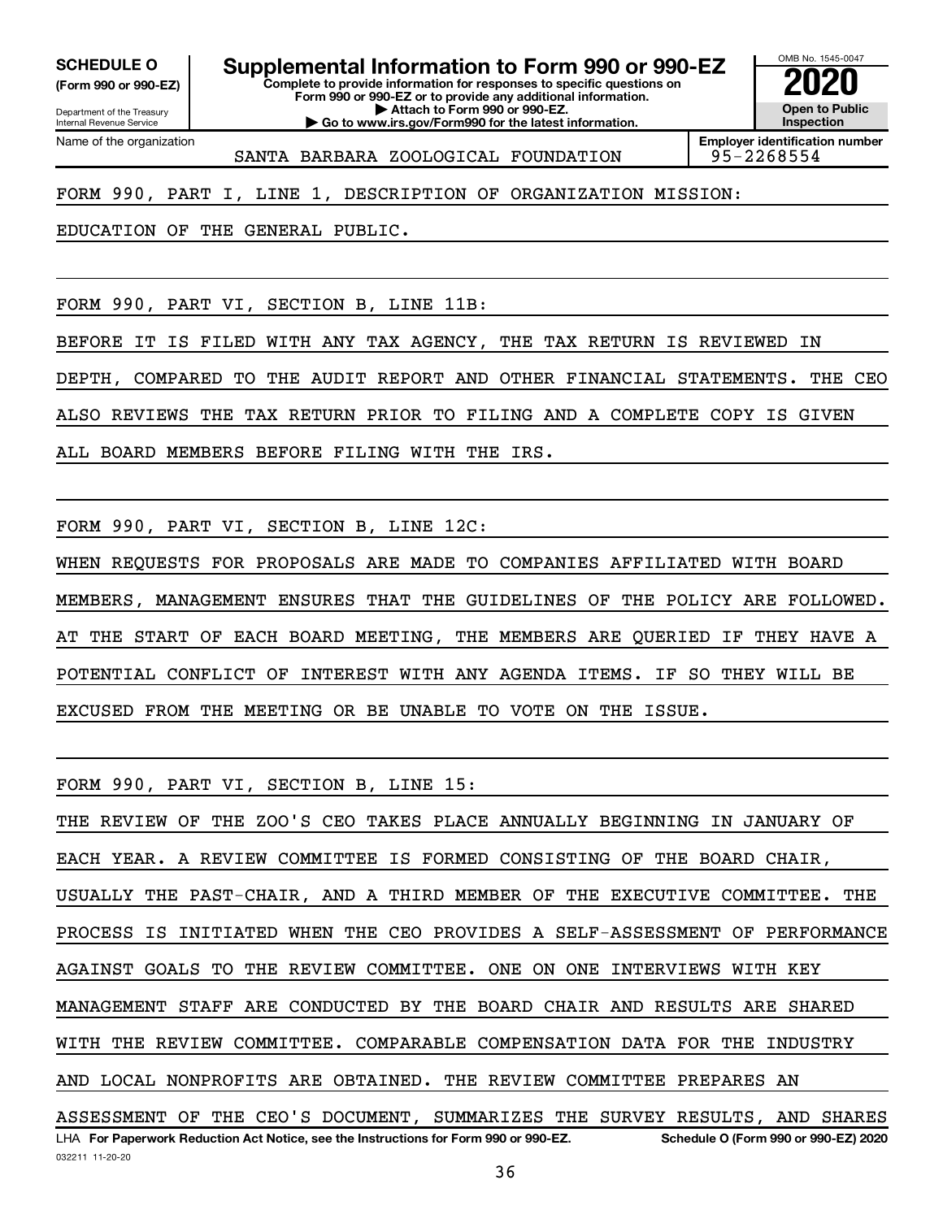**SCHEDULE O (Form 990 or 990-EZ)**

Department of the Treasury
Internal Revenue Service

# Supplemental Information to Form 990 or 990-EZ

**Complete to provide information for responses to specific questions on Form 990 or 990-EZ or to provide any additional information.**
**▶ Attach to Form 990 or 990-EZ.**
**▶ Go to www.irs.gov/Form990 for the latest information.**

OMB No. 1545-0047
**2020**
**Open to Public Inspection**

Name of the organization: SANTA BARBARA ZOOLOGICAL FOUNDATION

**Employer identification number** 95-2268554

FORM 990, PART I, LINE 1, DESCRIPTION OF ORGANIZATION MISSION:

EDUCATION OF THE GENERAL PUBLIC.

FORM 990, PART VI, SECTION B, LINE 11B:

BEFORE IT IS FILED WITH ANY TAX AGENCY, THE TAX RETURN IS REVIEWED IN DEPTH, COMPARED TO THE AUDIT REPORT AND OTHER FINANCIAL STATEMENTS. THE CEO ALSO REVIEWS THE TAX RETURN PRIOR TO FILING AND A COMPLETE COPY IS GIVEN ALL BOARD MEMBERS BEFORE FILING WITH THE IRS.

FORM 990, PART VI, SECTION B, LINE 12C:

WHEN REQUESTS FOR PROPOSALS ARE MADE TO COMPANIES AFFILIATED WITH BOARD MEMBERS, MANAGEMENT ENSURES THAT THE GUIDELINES OF THE POLICY ARE FOLLOWED. AT THE START OF EACH BOARD MEETING, THE MEMBERS ARE QUERIED IF THEY HAVE A POTENTIAL CONFLICT OF INTEREST WITH ANY AGENDA ITEMS. IF SO THEY WILL BE EXCUSED FROM THE MEETING OR BE UNABLE TO VOTE ON THE ISSUE.

FORM 990, PART VI, SECTION B, LINE 15:

THE REVIEW OF THE ZOO'S CEO TAKES PLACE ANNUALLY BEGINNING IN JANUARY OF EACH YEAR. A REVIEW COMMITTEE IS FORMED CONSISTING OF THE BOARD CHAIR, USUALLY THE PAST-CHAIR, AND A THIRD MEMBER OF THE EXECUTIVE COMMITTEE. THE PROCESS IS INITIATED WHEN THE CEO PROVIDES A SELF-ASSESSMENT OF PERFORMANCE AGAINST GOALS TO THE REVIEW COMMITTEE. ONE ON ONE INTERVIEWS WITH KEY MANAGEMENT STAFF ARE CONDUCTED BY THE BOARD CHAIR AND RESULTS ARE SHARED WITH THE REVIEW COMMITTEE. COMPARABLE COMPENSATION DATA FOR THE INDUSTRY AND LOCAL NONPROFITS ARE OBTAINED. THE REVIEW COMMITTEE PREPARES AN ASSESSMENT OF THE CEO'S DOCUMENT, SUMMARIZES THE SURVEY RESULTS, AND SHARES

LHA **For Paperwork Reduction Act Notice, see the Instructions for Form 990 or 990-EZ.** **Schedule O (Form 990 or 990-EZ) 2020**

032211 11-20-20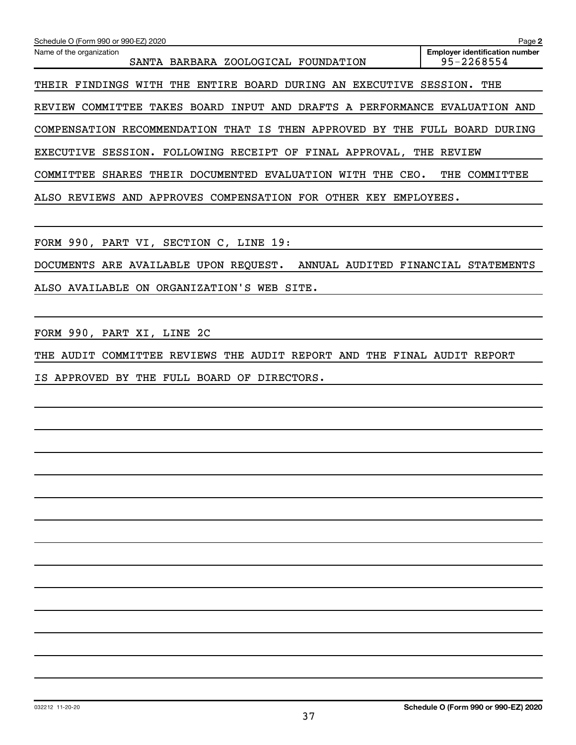Name of the organization: SANTA BARBARA ZOOLOGICAL FOUNDATION

Employer identification number: 95-2268554

THEIR FINDINGS WITH THE ENTIRE BOARD DURING AN EXECUTIVE SESSION. THE REVIEW COMMITTEE TAKES BOARD INPUT AND DRAFTS A PERFORMANCE EVALUATION AND COMPENSATION RECOMMENDATION THAT IS THEN APPROVED BY THE FULL BOARD DURING EXECUTIVE SESSION. FOLLOWING RECEIPT OF FINAL APPROVAL, THE REVIEW COMMITTEE SHARES THEIR DOCUMENTED EVALUATION WITH THE CEO. THE COMMITTEE ALSO REVIEWS AND APPROVES COMPENSATION FOR OTHER KEY EMPLOYEES.

FORM 990, PART VI, SECTION C, LINE 19:

DOCUMENTS ARE AVAILABLE UPON REQUEST. ANNUAL AUDITED FINANCIAL STATEMENTS ALSO AVAILABLE ON ORGANIZATION'S WEB SITE.

FORM 990, PART XI, LINE 2C

THE AUDIT COMMITTEE REVIEWS THE AUDIT REPORT AND THE FINAL AUDIT REPORT IS APPROVED BY THE FULL BOARD OF DIRECTORS.